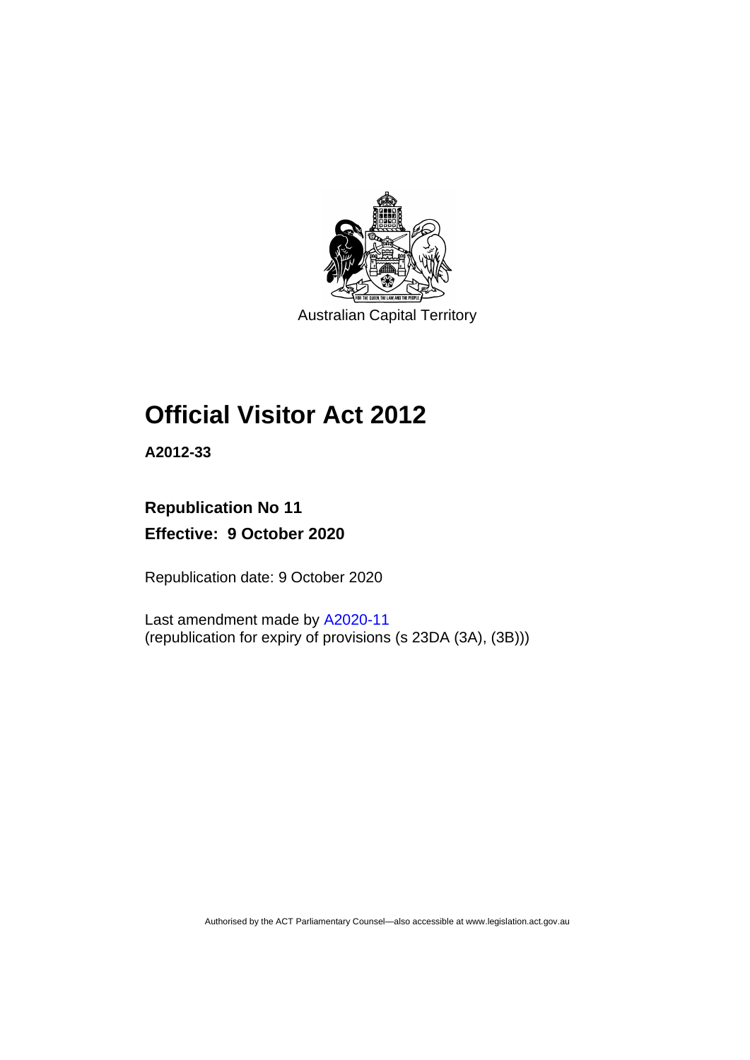Australian Capital Territory

# Official Visitor Act 2012

**A2012-33**

**Republication No 11**

**Effective: 9 October 2020**

Republication date: 9 October 2020

Last amendment made by A2020-11
(republication for expiry of provisions (s 23DA (3A), (3B)))

Authorised by the ACT Parliamentary Counsel—also accessible at www.legislation.act.gov.au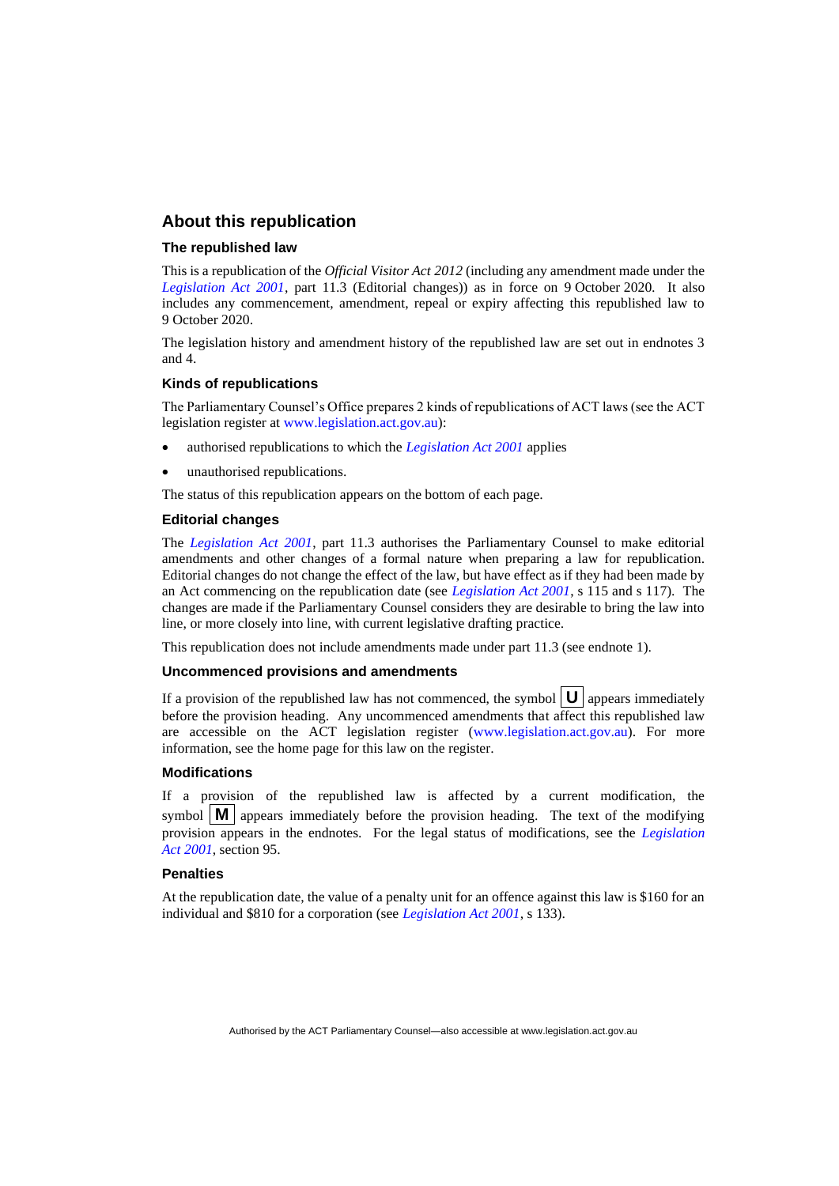## About this republication

### The republished law

This is a republication of the *Official Visitor Act 2012* (including any amendment made under the *Legislation Act 2001*, part 11.3 (Editorial changes)) as in force on 9 October 2020. It also includes any commencement, amendment, repeal or expiry affecting this republished law to 9 October 2020.

The legislation history and amendment history of the republished law are set out in endnotes 3 and 4.

### Kinds of republications

The Parliamentary Counsel's Office prepares 2 kinds of republications of ACT laws (see the ACT legislation register at www.legislation.act.gov.au):

- authorised republications to which the *Legislation Act 2001* applies
- unauthorised republications.

The status of this republication appears on the bottom of each page.

### Editorial changes

The *Legislation Act 2001*, part 11.3 authorises the Parliamentary Counsel to make editorial amendments and other changes of a formal nature when preparing a law for republication. Editorial changes do not change the effect of the law, but have effect as if they had been made by an Act commencing on the republication date (see *Legislation Act 2001*, s 115 and s 117). The changes are made if the Parliamentary Counsel considers they are desirable to bring the law into line, or more closely into line, with current legislative drafting practice.

This republication does not include amendments made under part 11.3 (see endnote 1).

### Uncommenced provisions and amendments

If a provision of the republished law has not commenced, the symbol **U** appears immediately before the provision heading. Any uncommenced amendments that affect this republished law are accessible on the ACT legislation register (www.legislation.act.gov.au). For more information, see the home page for this law on the register.

### Modifications

If a provision of the republished law is affected by a current modification, the symbol **M** appears immediately before the provision heading. The text of the modifying provision appears in the endnotes. For the legal status of modifications, see the *Legislation Act 2001*, section 95.

### Penalties

At the republication date, the value of a penalty unit for an offence against this law is $160 for an individual and $810 for a corporation (see *Legislation Act 2001*, s 133).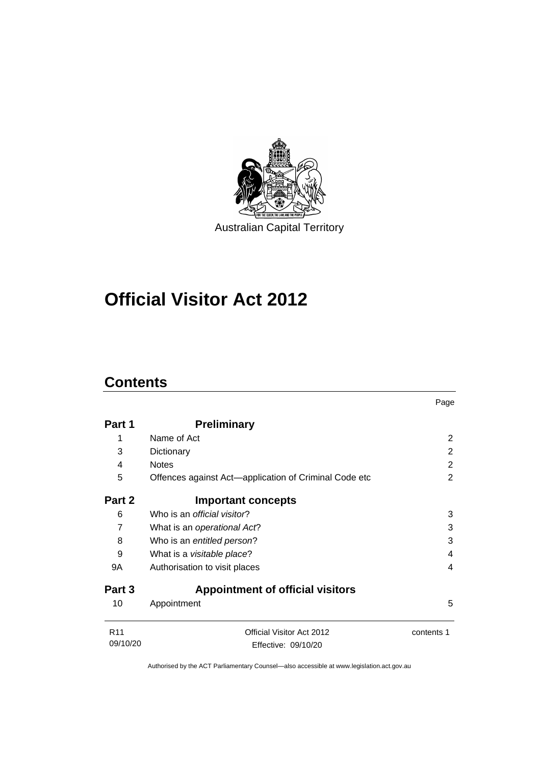Australian Capital Territory

# Official Visitor Act 2012

## Contents

| | | Page |
|---|---|---|
| **Part 1** | **Preliminary** | |
| 1 | Name of Act | 2 |
| 3 | Dictionary | 2 |
| 4 | Notes | 2 |
| 5 | Offences against Act—application of Criminal Code etc | 2 |
| **Part 2** | **Important concepts** | |
| 6 | Who is an *official visitor*? | 3 |
| 7 | What is an *operational Act*? | 3 |
| 8 | Who is an *entitled person*? | 3 |
| 9 | What is a *visitable place*? | 4 |
| 9A | Authorisation to visit places | 4 |
| **Part 3** | **Appointment of official visitors** | |
| 10 | Appointment | 5 |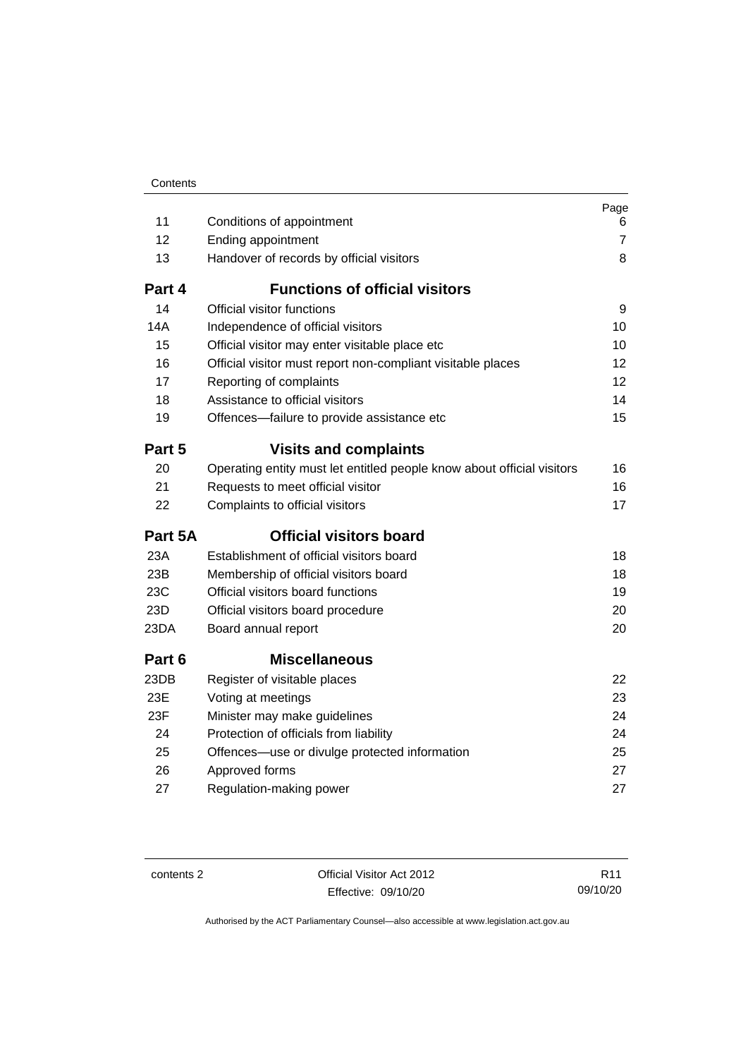| | | Page |
|---|---|---|
| 11 | Conditions of appointment | 6 |
| 12 | Ending appointment | 7 |
| 13 | Handover of records by official visitors | 8 |
| **Part 4** | **Functions of official visitors** | |
| 14 | Official visitor functions | 9 |
| 14A | Independence of official visitors | 10 |
| 15 | Official visitor may enter visitable place etc | 10 |
| 16 | Official visitor must report non-compliant visitable places | 12 |
| 17 | Reporting of complaints | 12 |
| 18 | Assistance to official visitors | 14 |
| 19 | Offences—failure to provide assistance etc | 15 |
| **Part 5** | **Visits and complaints** | |
| 20 | Operating entity must let entitled people know about official visitors | 16 |
| 21 | Requests to meet official visitor | 16 |
| 22 | Complaints to official visitors | 17 |
| **Part 5A** | **Official visitors board** | |
| 23A | Establishment of official visitors board | 18 |
| 23B | Membership of official visitors board | 18 |
| 23C | Official visitors board functions | 19 |
| 23D | Official visitors board procedure | 20 |
| 23DA | Board annual report | 20 |
| **Part 6** | **Miscellaneous** | |
| 23DB | Register of visitable places | 22 |
| 23E | Voting at meetings | 23 |
| 23F | Minister may make guidelines | 24 |
| 24 | Protection of officials from liability | 24 |
| 25 | Offences—use or divulge protected information | 25 |
| 26 | Approved forms | 27 |
| 27 | Regulation-making power | 27 |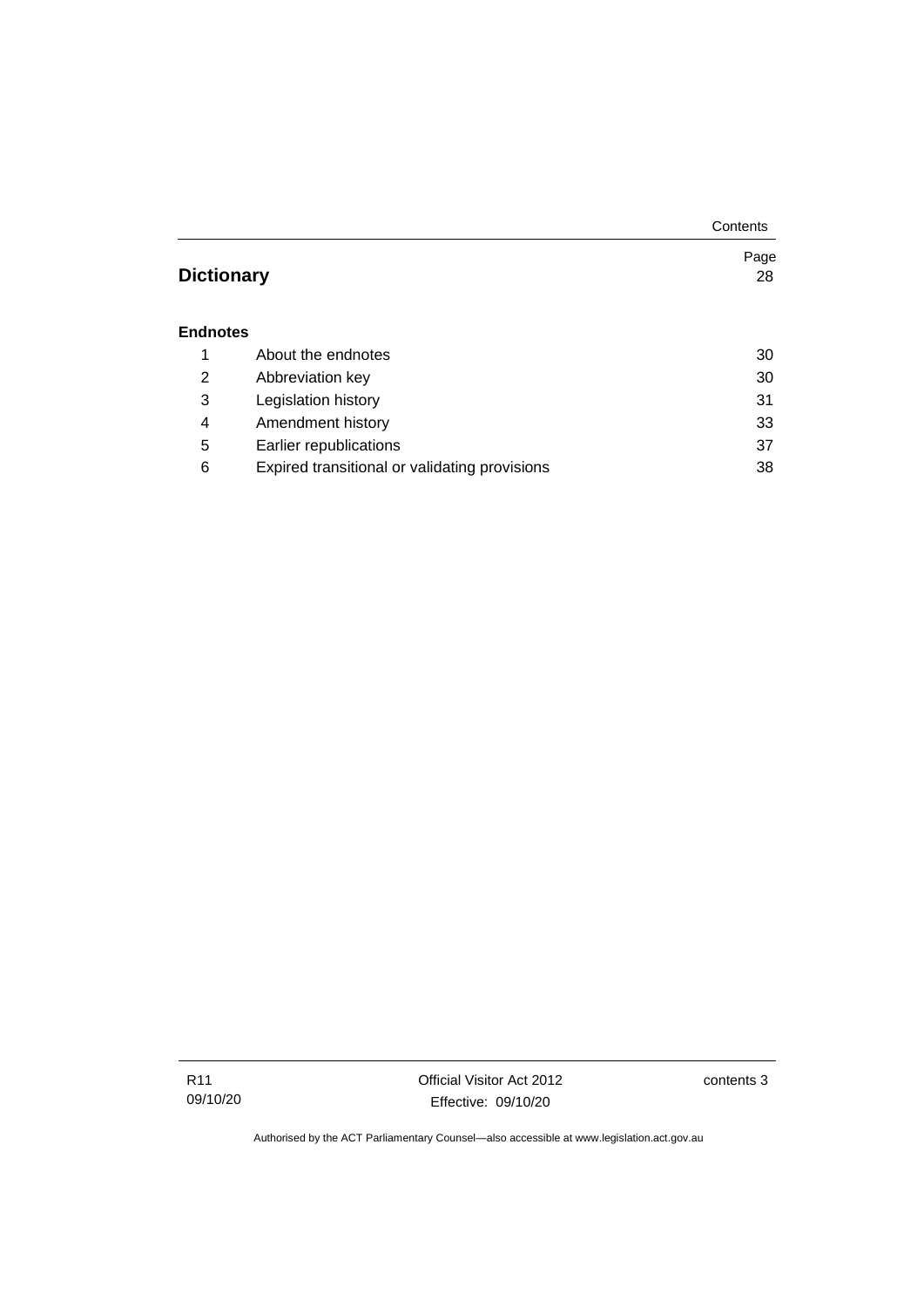| | | Page |
|---|---|---|
| **Dictionary** | | 28 |
| **Endnotes** | | |
| 1 | About the endnotes | 30 |
| 2 | Abbreviation key | 30 |
| 3 | Legislation history | 31 |
| 4 | Amendment history | 33 |
| 5 | Earlier republications | 37 |
| 6 | Expired transitional or validating provisions | 38 |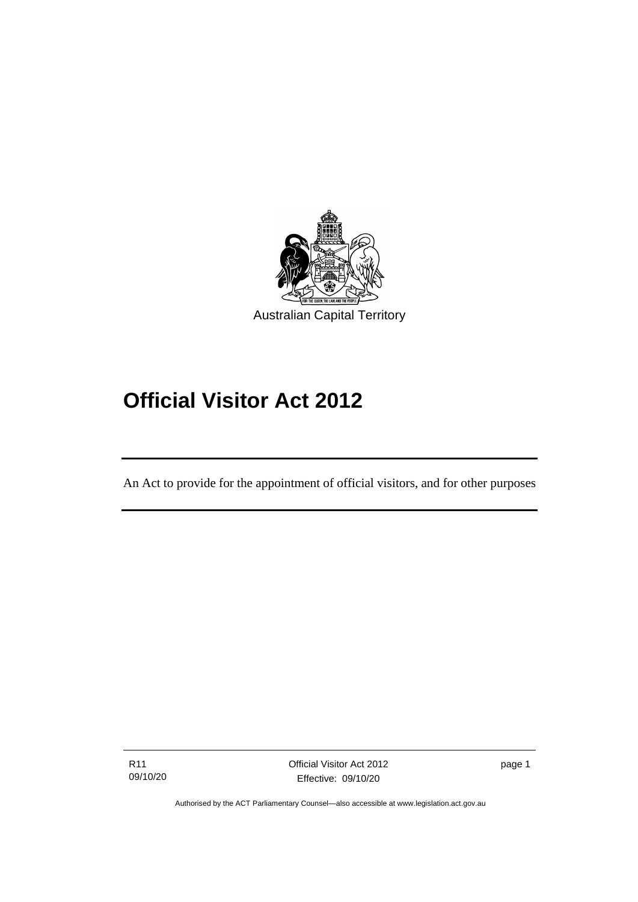Australian Capital Territory

# Official Visitor Act 2012

An Act to provide for the appointment of official visitors, and for other purposes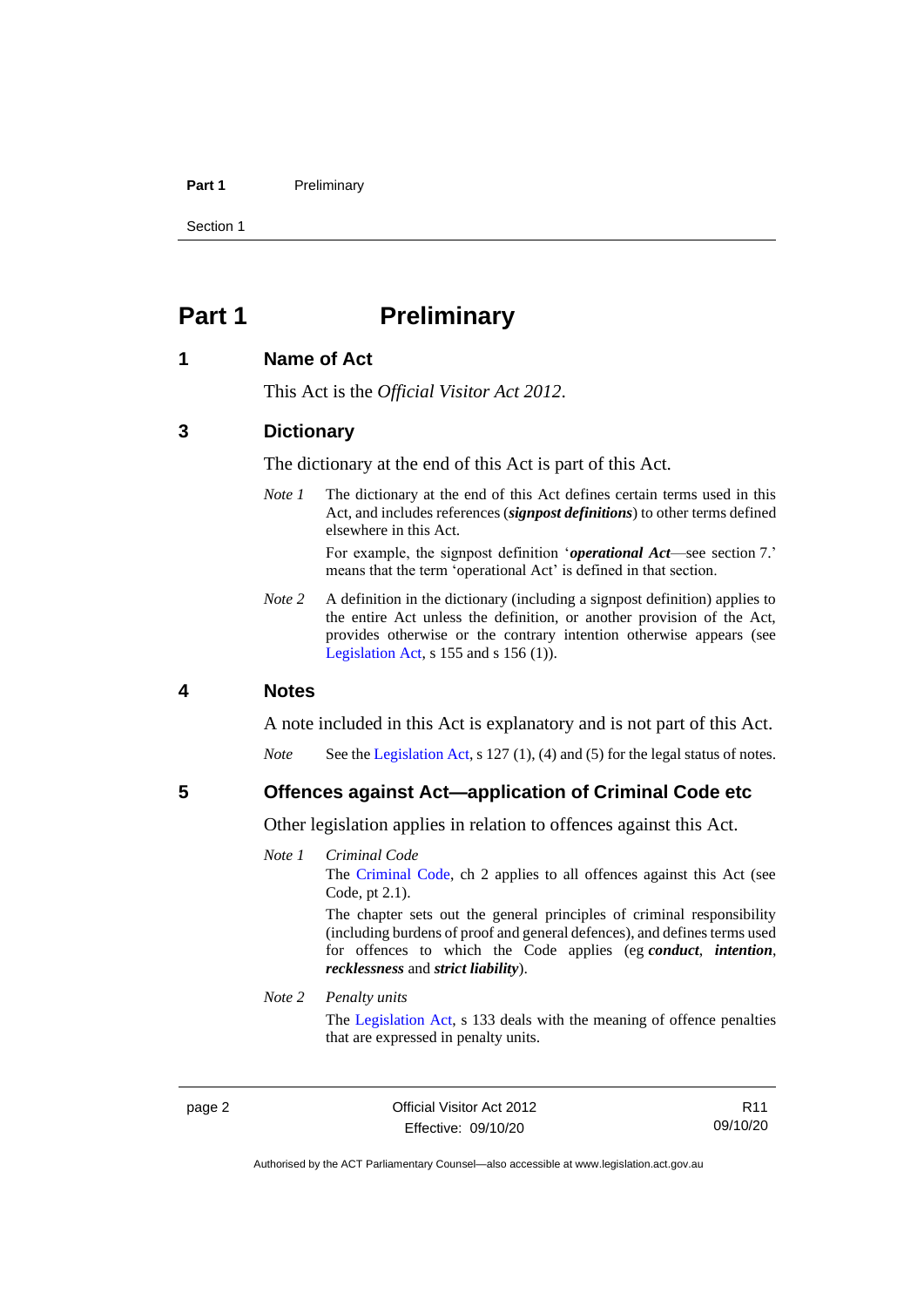# Part 1 Preliminary

## 1 Name of Act

This Act is the *Official Visitor Act 2012*.

## 3 Dictionary

The dictionary at the end of this Act is part of this Act.

*Note 1* The dictionary at the end of this Act defines certain terms used in this Act, and includes references (***signpost definitions***) to other terms defined elsewhere in this Act.

For example, the signpost definition '***operational Act***—see section 7.' means that the term 'operational Act' is defined in that section.

*Note 2* A definition in the dictionary (including a signpost definition) applies to the entire Act unless the definition, or another provision of the Act, provides otherwise or the contrary intention otherwise appears (see Legislation Act, s 155 and s 156 (1)).

## 4 Notes

A note included in this Act is explanatory and is not part of this Act.

*Note* See the Legislation Act, s 127 (1), (4) and (5) for the legal status of notes.

## 5 Offences against Act—application of Criminal Code etc

Other legislation applies in relation to offences against this Act.

*Note 1* *Criminal Code*

The Criminal Code, ch 2 applies to all offences against this Act (see Code, pt 2.1).

The chapter sets out the general principles of criminal responsibility (including burdens of proof and general defences), and defines terms used for offences to which the Code applies (eg ***conduct***, ***intention***, ***recklessness*** and ***strict liability***).

*Note 2* *Penalty units*

The Legislation Act, s 133 deals with the meaning of offence penalties that are expressed in penalty units.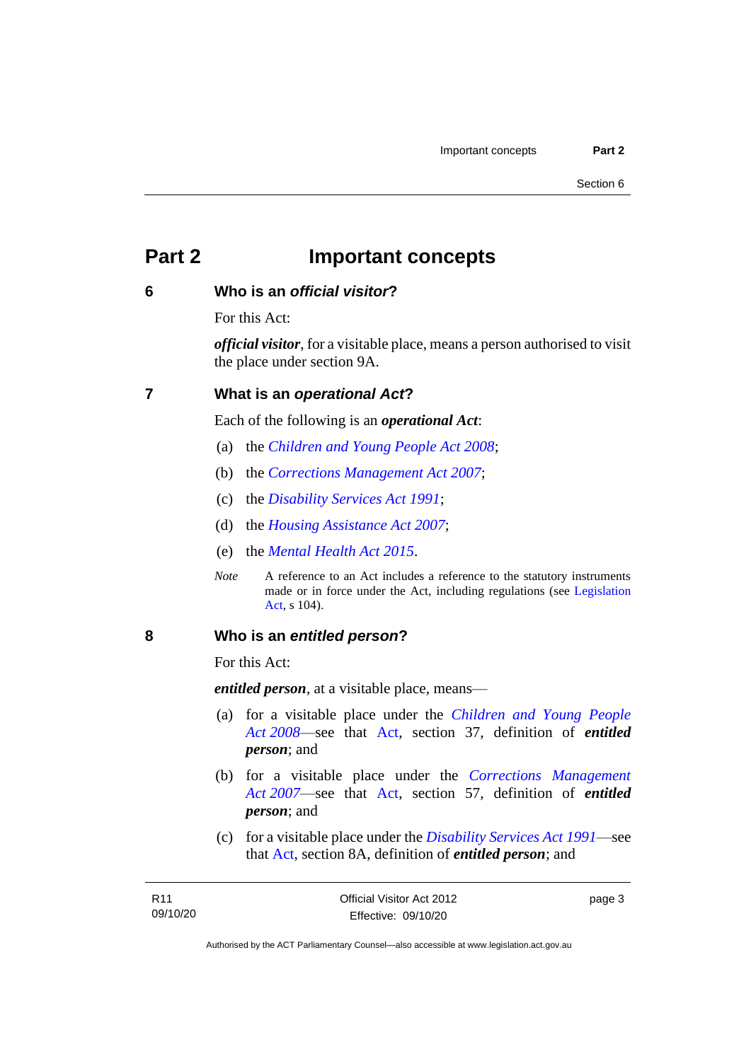# Part 2 Important concepts

## 6 Who is an *official visitor*?

For this Act:

***official visitor***, for a visitable place, means a person authorised to visit the place under section 9A.

## 7 What is an *operational Act*?

Each of the following is an ***operational Act***:

(a) the *Children and Young People Act 2008*;

(b) the *Corrections Management Act 2007*;

(c) the *Disability Services Act 1991*;

(d) the *Housing Assistance Act 2007*;

(e) the *Mental Health Act 2015*.

*Note* A reference to an Act includes a reference to the statutory instruments made or in force under the Act, including regulations (see Legislation Act, s 104).

## 8 Who is an *entitled person*?

For this Act:

***entitled person***, at a visitable place, means—

(a) for a visitable place under the *Children and Young People Act 2008*—see that Act, section 37, definition of ***entitled person***; and

(b) for a visitable place under the *Corrections Management Act 2007*—see that Act, section 57, definition of ***entitled person***; and

(c) for a visitable place under the *Disability Services Act 1991*—see that Act, section 8A, definition of ***entitled person***; and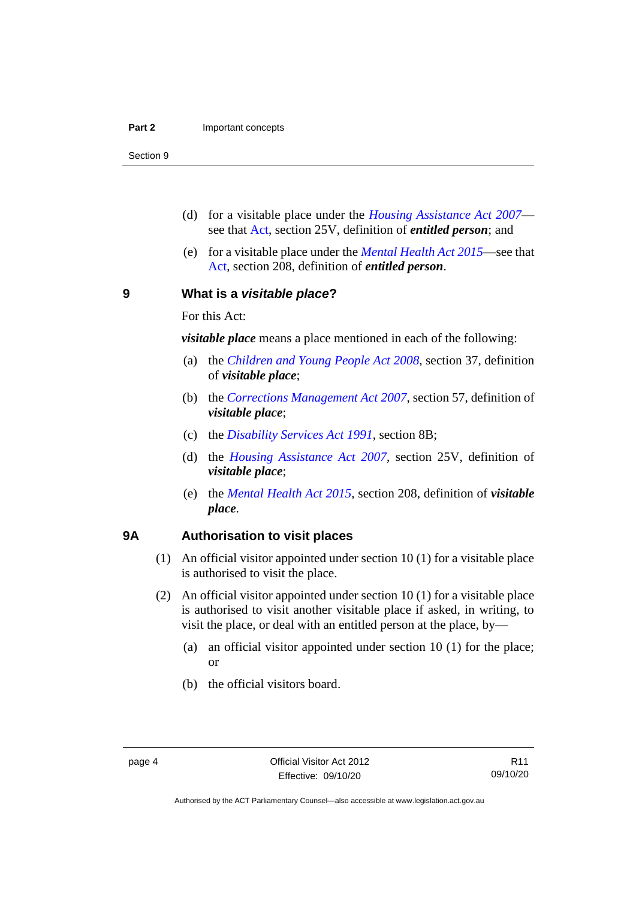(d) for a visitable place under the *Housing Assistance Act 2007*—see that Act, section 25V, definition of ***entitled person***; and

(e) for a visitable place under the *Mental Health Act 2015*—see that Act, section 208, definition of ***entitled person***.

## 9 What is a *visitable place*?

For this Act:

***visitable place*** means a place mentioned in each of the following:

(a) the *Children and Young People Act 2008*, section 37, definition of ***visitable place***;

(b) the *Corrections Management Act 2007*, section 57, definition of ***visitable place***;

(c) the *Disability Services Act 1991*, section 8B;

(d) the *Housing Assistance Act 2007*, section 25V, definition of ***visitable place***;

(e) the *Mental Health Act 2015*, section 208, definition of ***visitable place***.

## 9A Authorisation to visit places

(1) An official visitor appointed under section 10 (1) for a visitable place is authorised to visit the place.

(2) An official visitor appointed under section 10 (1) for a visitable place is authorised to visit another visitable place if asked, in writing, to visit the place, or deal with an entitled person at the place, by—

(a) an official visitor appointed under section 10 (1) for the place; or

(b) the official visitors board.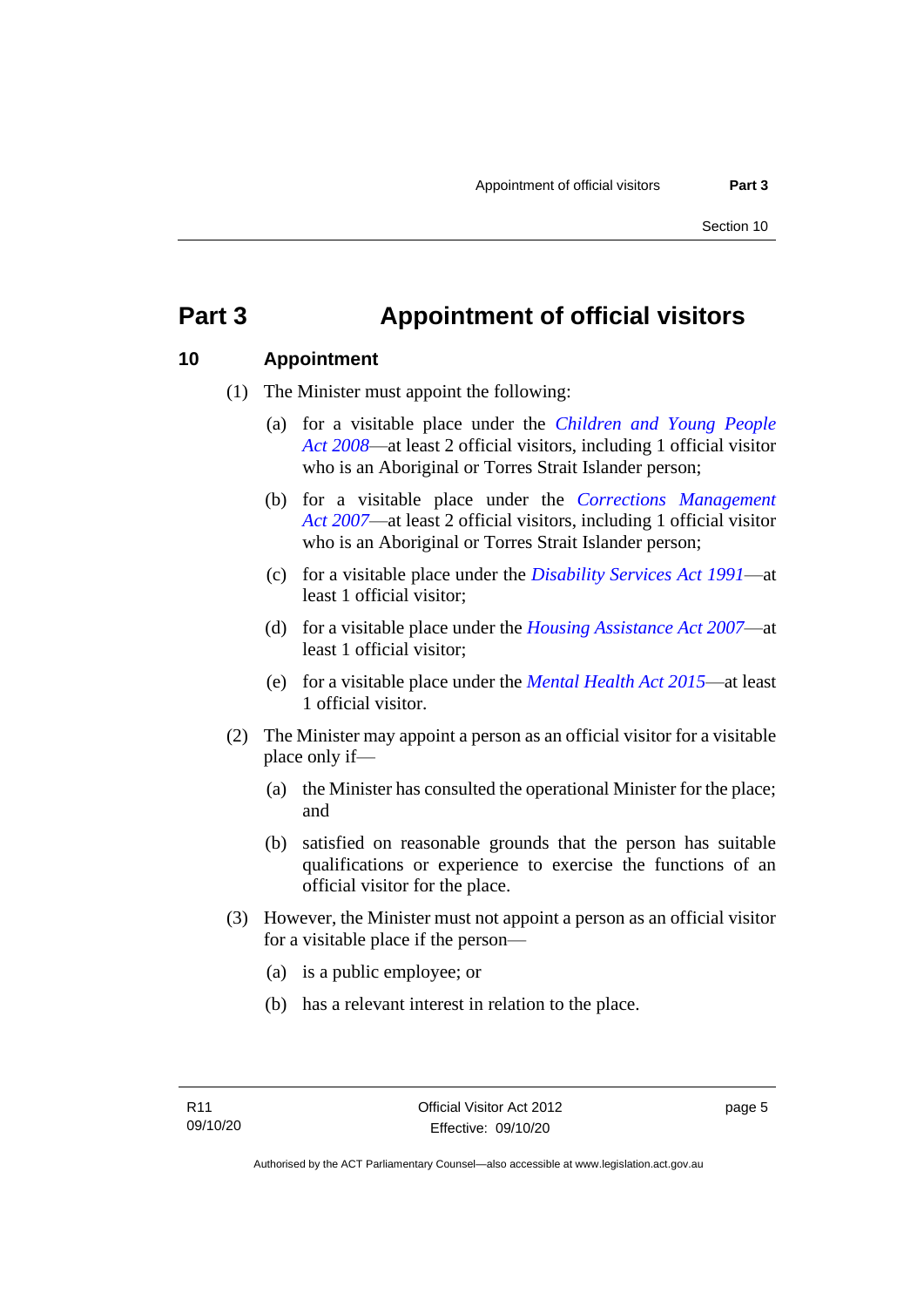# Part 3 Appointment of official visitors

## 10 Appointment

(1) The Minister must appoint the following:

(a) for a visitable place under the *Children and Young People Act 2008*—at least 2 official visitors, including 1 official visitor who is an Aboriginal or Torres Strait Islander person;

(b) for a visitable place under the *Corrections Management Act 2007*—at least 2 official visitors, including 1 official visitor who is an Aboriginal or Torres Strait Islander person;

(c) for a visitable place under the *Disability Services Act 1991*—at least 1 official visitor;

(d) for a visitable place under the *Housing Assistance Act 2007*—at least 1 official visitor;

(e) for a visitable place under the *Mental Health Act 2015*—at least 1 official visitor.

(2) The Minister may appoint a person as an official visitor for a visitable place only if—

(a) the Minister has consulted the operational Minister for the place; and

(b) satisfied on reasonable grounds that the person has suitable qualifications or experience to exercise the functions of an official visitor for the place.

(3) However, the Minister must not appoint a person as an official visitor for a visitable place if the person—

(a) is a public employee; or

(b) has a relevant interest in relation to the place.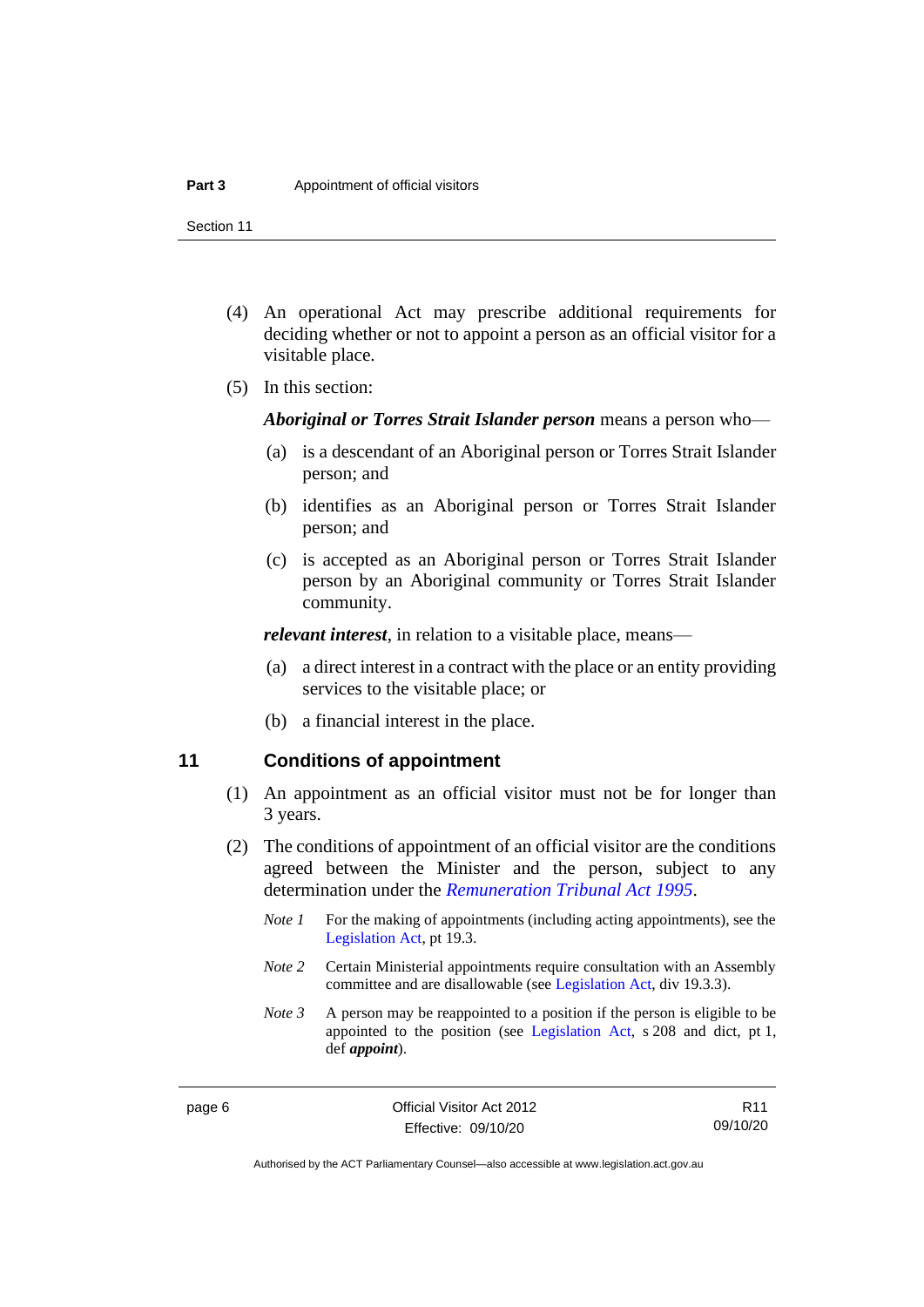(4) An operational Act may prescribe additional requirements for deciding whether or not to appoint a person as an official visitor for a visitable place.

(5) In this section:

***Aboriginal or Torres Strait Islander person*** means a person who—

(a) is a descendant of an Aboriginal person or Torres Strait Islander person; and

(b) identifies as an Aboriginal person or Torres Strait Islander person; and

(c) is accepted as an Aboriginal person or Torres Strait Islander person by an Aboriginal community or Torres Strait Islander community.

***relevant interest***, in relation to a visitable place, means—

(a) a direct interest in a contract with the place or an entity providing services to the visitable place; or

(b) a financial interest in the place.

## 11 Conditions of appointment

(1) An appointment as an official visitor must not be for longer than 3 years.

(2) The conditions of appointment of an official visitor are the conditions agreed between the Minister and the person, subject to any determination under the *Remuneration Tribunal Act 1995*.

*Note 1* For the making of appointments (including acting appointments), see the Legislation Act, pt 19.3.

*Note 2* Certain Ministerial appointments require consultation with an Assembly committee and are disallowable (see Legislation Act, div 19.3.3).

*Note 3* A person may be reappointed to a position if the person is eligible to be appointed to the position (see Legislation Act, s 208 and dict, pt 1, def ***appoint***).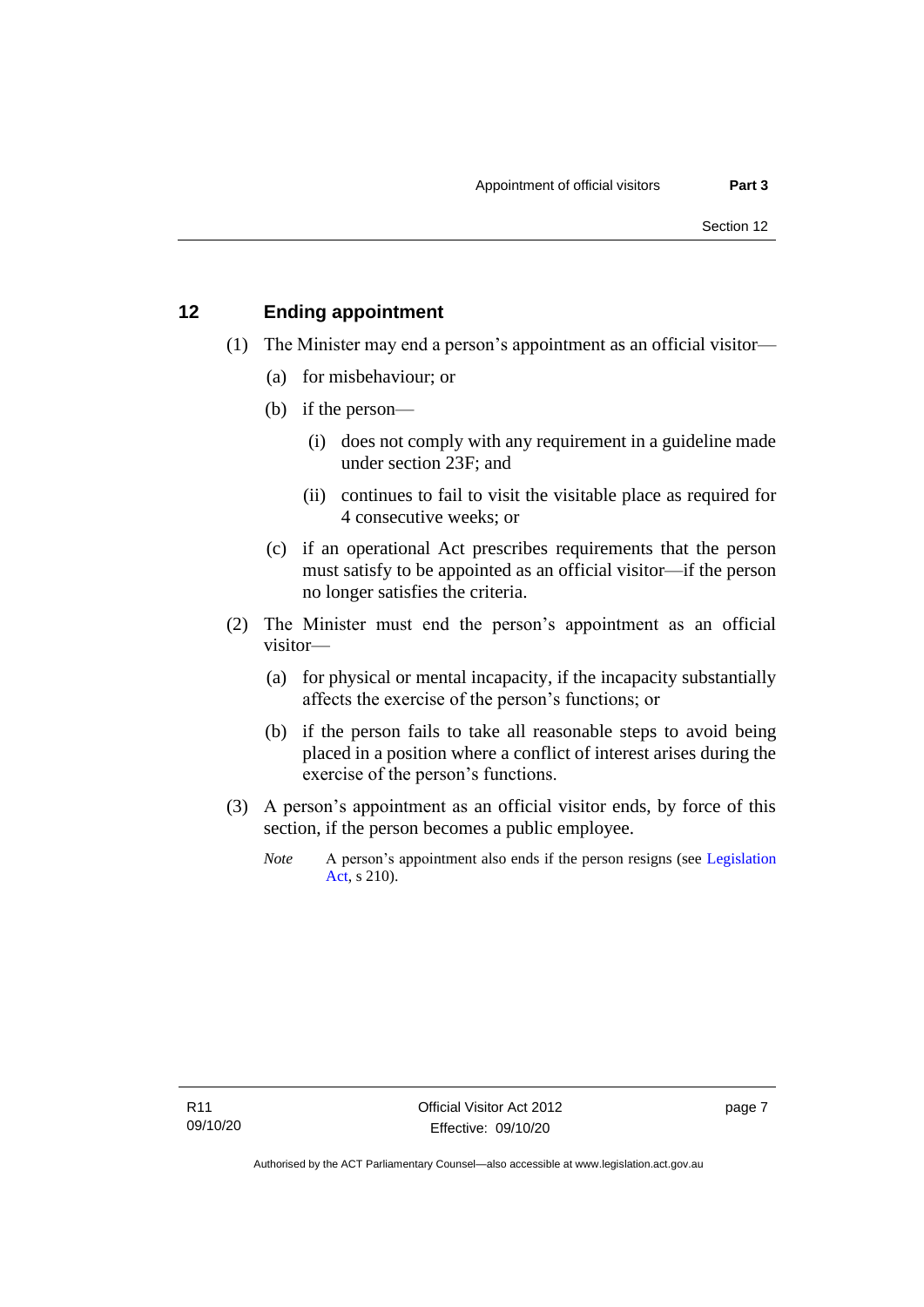## 12 Ending appointment

(1) The Minister may end a person's appointment as an official visitor—

(a) for misbehaviour; or

(b) if the person—

(i) does not comply with any requirement in a guideline made under section 23F; and

(ii) continues to fail to visit the visitable place as required for 4 consecutive weeks; or

(c) if an operational Act prescribes requirements that the person must satisfy to be appointed as an official visitor—if the person no longer satisfies the criteria.

(2) The Minister must end the person's appointment as an official visitor—

(a) for physical or mental incapacity, if the incapacity substantially affects the exercise of the person's functions; or

(b) if the person fails to take all reasonable steps to avoid being placed in a position where a conflict of interest arises during the exercise of the person's functions.

(3) A person's appointment as an official visitor ends, by force of this section, if the person becomes a public employee.

*Note* A person's appointment also ends if the person resigns (see Legislation Act, s 210).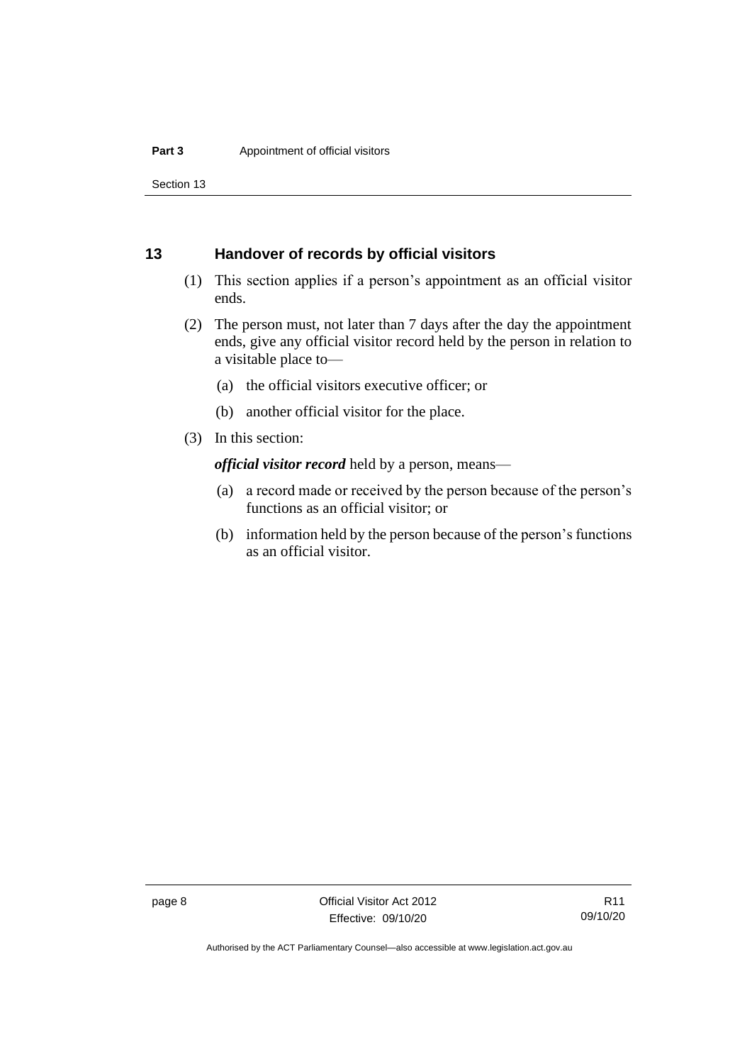## 13 Handover of records by official visitors

(1) This section applies if a person's appointment as an official visitor ends.

(2) The person must, not later than 7 days after the day the appointment ends, give any official visitor record held by the person in relation to a visitable place to—

(a) the official visitors executive officer; or

(b) another official visitor for the place.

(3) In this section:

***official visitor record*** held by a person, means—

(a) a record made or received by the person because of the person's functions as an official visitor; or

(b) information held by the person because of the person's functions as an official visitor.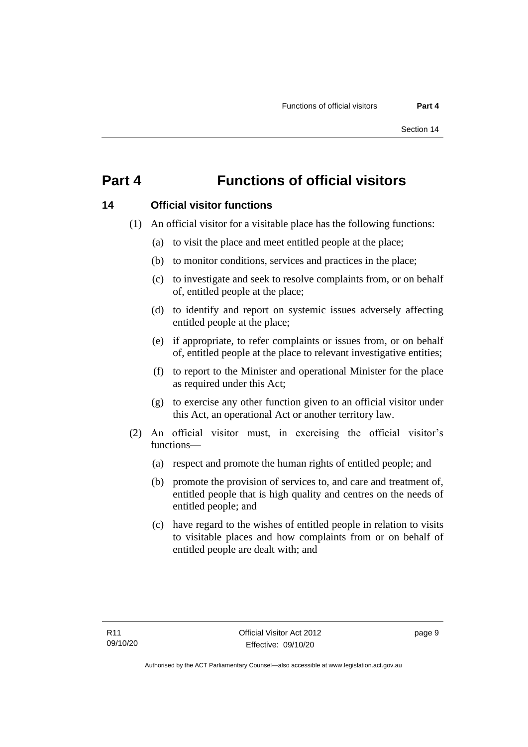# Part 4 Functions of official visitors

## 14 Official visitor functions

(1) An official visitor for a visitable place has the following functions:

(a) to visit the place and meet entitled people at the place;

(b) to monitor conditions, services and practices in the place;

(c) to investigate and seek to resolve complaints from, or on behalf of, entitled people at the place;

(d) to identify and report on systemic issues adversely affecting entitled people at the place;

(e) if appropriate, to refer complaints or issues from, or on behalf of, entitled people at the place to relevant investigative entities;

(f) to report to the Minister and operational Minister for the place as required under this Act;

(g) to exercise any other function given to an official visitor under this Act, an operational Act or another territory law.

(2) An official visitor must, in exercising the official visitor's functions—

(a) respect and promote the human rights of entitled people; and

(b) promote the provision of services to, and care and treatment of, entitled people that is high quality and centres on the needs of entitled people; and

(c) have regard to the wishes of entitled people in relation to visits to visitable places and how complaints from or on behalf of entitled people are dealt with; and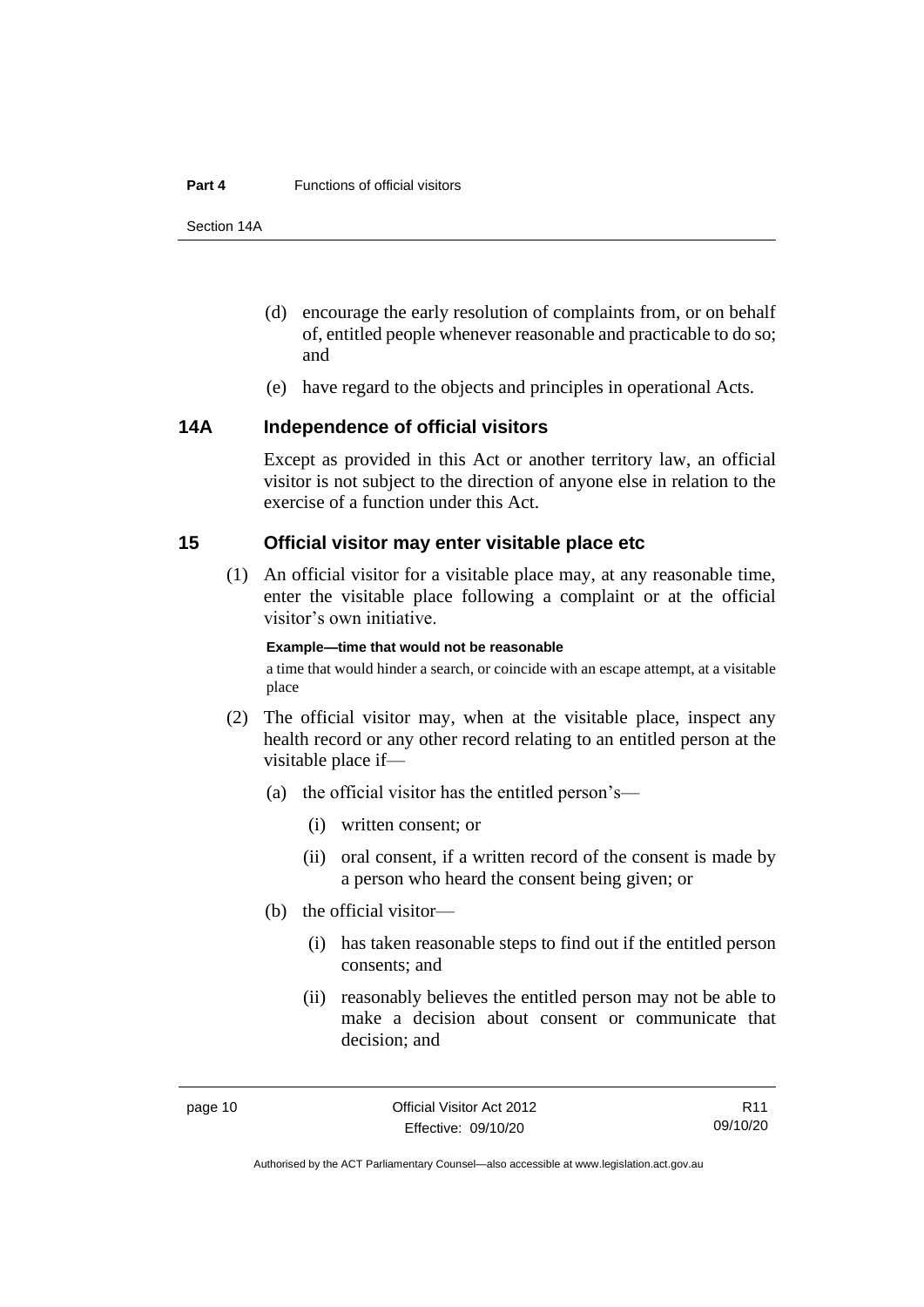(d) encourage the early resolution of complaints from, or on behalf of, entitled people whenever reasonable and practicable to do so; and

(e) have regard to the objects and principles in operational Acts.

### 14A Independence of official visitors

Except as provided in this Act or another territory law, an official visitor is not subject to the direction of anyone else in relation to the exercise of a function under this Act.

### 15 Official visitor may enter visitable place etc

(1) An official visitor for a visitable place may, at any reasonable time, enter the visitable place following a complaint or at the official visitor's own initiative.

**Example—time that would not be reasonable**

a time that would hinder a search, or coincide with an escape attempt, at a visitable place

(2) The official visitor may, when at the visitable place, inspect any health record or any other record relating to an entitled person at the visitable place if—

(a) the official visitor has the entitled person's—

(i) written consent; or

(ii) oral consent, if a written record of the consent is made by a person who heard the consent being given; or

(b) the official visitor—

(i) has taken reasonable steps to find out if the entitled person consents; and

(ii) reasonably believes the entitled person may not be able to make a decision about consent or communicate that decision; and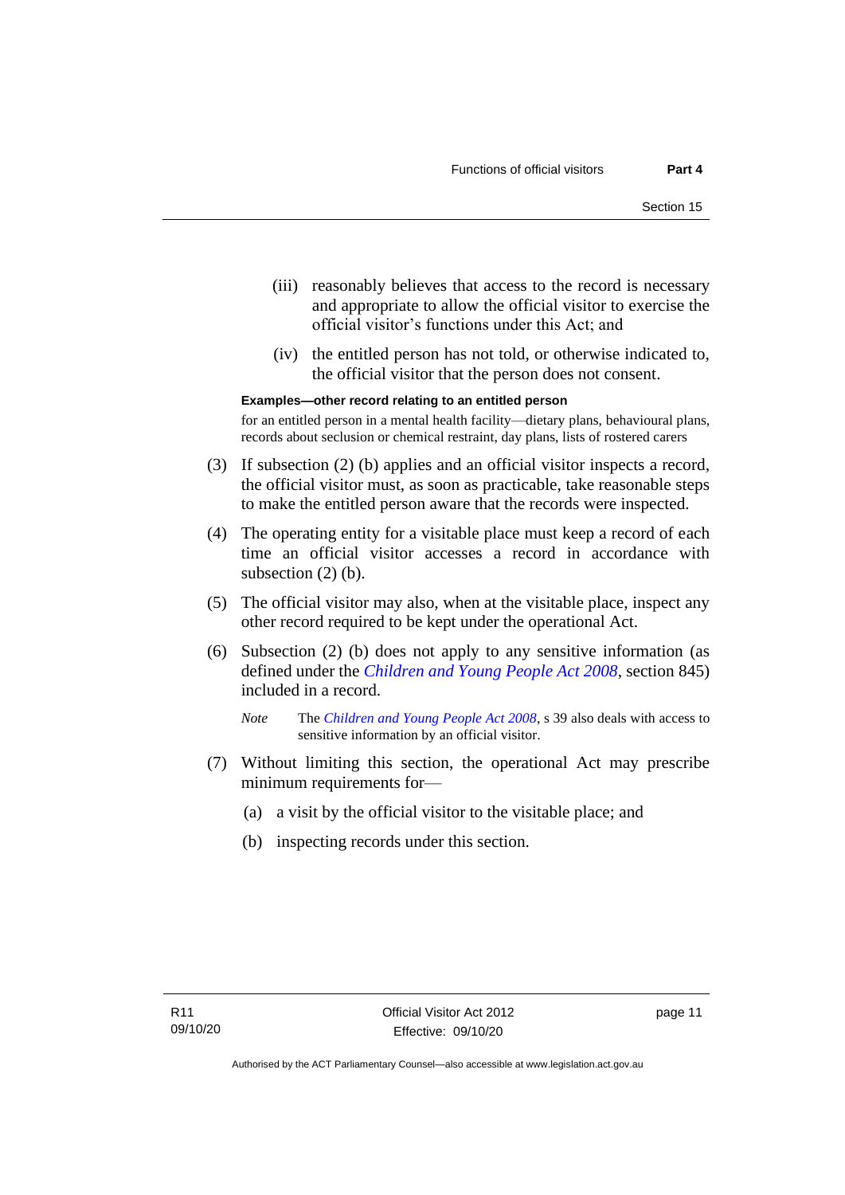(iii) reasonably believes that access to the record is necessary and appropriate to allow the official visitor to exercise the official visitor's functions under this Act; and

(iv) the entitled person has not told, or otherwise indicated to, the official visitor that the person does not consent.

**Examples—other record relating to an entitled person**

for an entitled person in a mental health facility—dietary plans, behavioural plans, records about seclusion or chemical restraint, day plans, lists of rostered carers

(3) If subsection (2) (b) applies and an official visitor inspects a record, the official visitor must, as soon as practicable, take reasonable steps to make the entitled person aware that the records were inspected.

(4) The operating entity for a visitable place must keep a record of each time an official visitor accesses a record in accordance with subsection (2) (b).

(5) The official visitor may also, when at the visitable place, inspect any other record required to be kept under the operational Act.

(6) Subsection (2) (b) does not apply to any sensitive information (as defined under the *Children and Young People Act 2008*, section 845) included in a record.

*Note* The *Children and Young People Act 2008*, s 39 also deals with access to sensitive information by an official visitor.

(7) Without limiting this section, the operational Act may prescribe minimum requirements for—

(a) a visit by the official visitor to the visitable place; and

(b) inspecting records under this section.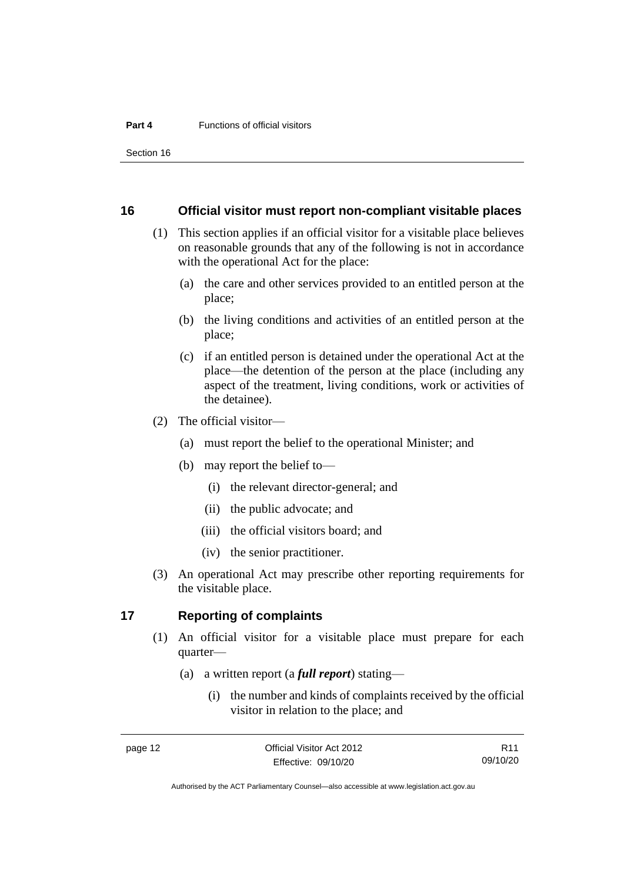## 16 Official visitor must report non-compliant visitable places

(1) This section applies if an official visitor for a visitable place believes on reasonable grounds that any of the following is not in accordance with the operational Act for the place:

(a) the care and other services provided to an entitled person at the place;

(b) the living conditions and activities of an entitled person at the place;

(c) if an entitled person is detained under the operational Act at the place—the detention of the person at the place (including any aspect of the treatment, living conditions, work or activities of the detainee).

(2) The official visitor—

(a) must report the belief to the operational Minister; and

(b) may report the belief to—

(i) the relevant director-general; and

(ii) the public advocate; and

(iii) the official visitors board; and

(iv) the senior practitioner.

(3) An operational Act may prescribe other reporting requirements for the visitable place.

## 17 Reporting of complaints

(1) An official visitor for a visitable place must prepare for each quarter—

(a) a written report (a ***full report***) stating—

(i) the number and kinds of complaints received by the official visitor in relation to the place; and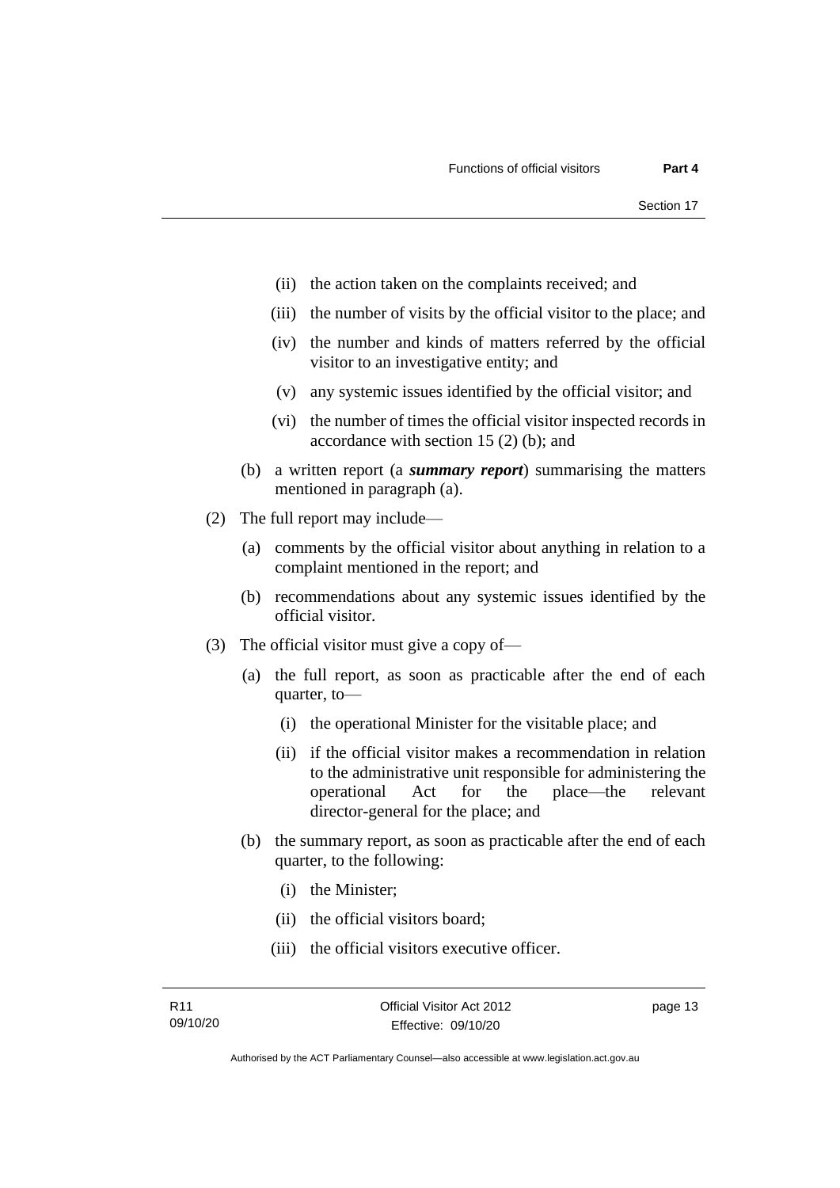(ii) the action taken on the complaints received; and

(iii) the number of visits by the official visitor to the place; and

(iv) the number and kinds of matters referred by the official visitor to an investigative entity; and

(v) any systemic issues identified by the official visitor; and

(vi) the number of times the official visitor inspected records in accordance with section 15 (2) (b); and

(b) a written report (a ***summary report***) summarising the matters mentioned in paragraph (a).

(2) The full report may include—

(a) comments by the official visitor about anything in relation to a complaint mentioned in the report; and

(b) recommendations about any systemic issues identified by the official visitor.

(3) The official visitor must give a copy of—

(a) the full report, as soon as practicable after the end of each quarter, to—

(i) the operational Minister for the visitable place; and

(ii) if the official visitor makes a recommendation in relation to the administrative unit responsible for administering the operational Act for the place—the relevant director-general for the place; and

(b) the summary report, as soon as practicable after the end of each quarter, to the following:

(i) the Minister;

(ii) the official visitors board;

(iii) the official visitors executive officer.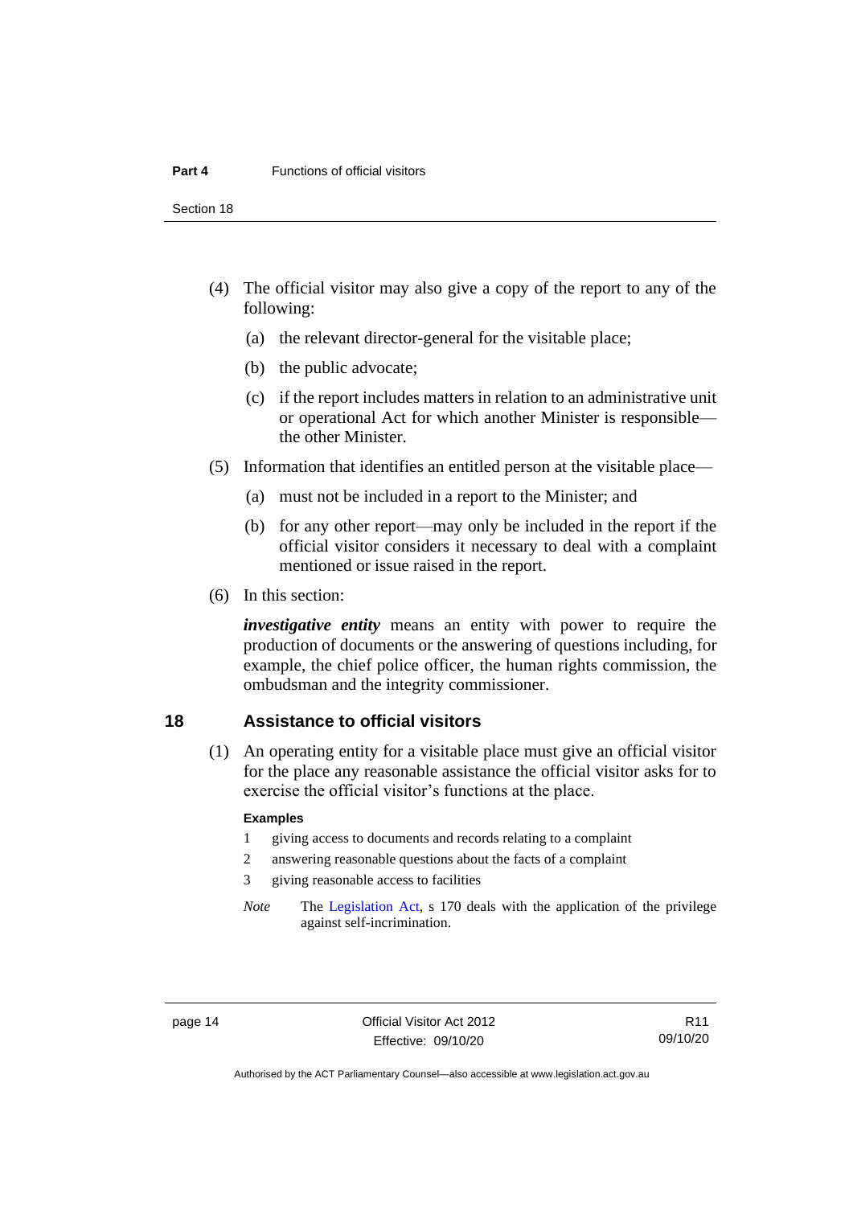(4) The official visitor may also give a copy of the report to any of the following:

(a) the relevant director-general for the visitable place;

(b) the public advocate;

(c) if the report includes matters in relation to an administrative unit or operational Act for which another Minister is responsible—the other Minister.

(5) Information that identifies an entitled person at the visitable place—

(a) must not be included in a report to the Minister; and

(b) for any other report—may only be included in the report if the official visitor considers it necessary to deal with a complaint mentioned or issue raised in the report.

(6) In this section:

***investigative entity*** means an entity with power to require the production of documents or the answering of questions including, for example, the chief police officer, the human rights commission, the ombudsman and the integrity commissioner.

## 18 Assistance to official visitors

(1) An operating entity for a visitable place must give an official visitor for the place any reasonable assistance the official visitor asks for to exercise the official visitor's functions at the place.

**Examples**

1 giving access to documents and records relating to a complaint

2 answering reasonable questions about the facts of a complaint

3 giving reasonable access to facilities

*Note* The Legislation Act, s 170 deals with the application of the privilege against self-incrimination.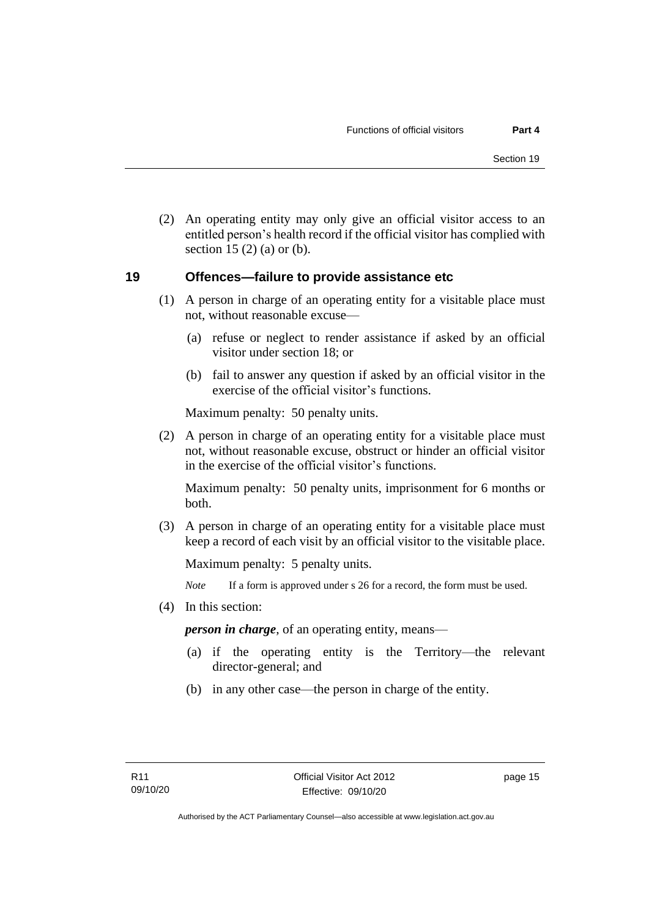(2) An operating entity may only give an official visitor access to an entitled person's health record if the official visitor has complied with section 15 (2) (a) or (b).

## 19 Offences—failure to provide assistance etc

(1) A person in charge of an operating entity for a visitable place must not, without reasonable excuse—

(a) refuse or neglect to render assistance if asked by an official visitor under section 18; or

(b) fail to answer any question if asked by an official visitor in the exercise of the official visitor's functions.

Maximum penalty: 50 penalty units.

(2) A person in charge of an operating entity for a visitable place must not, without reasonable excuse, obstruct or hinder an official visitor in the exercise of the official visitor's functions.

Maximum penalty: 50 penalty units, imprisonment for 6 months or both.

(3) A person in charge of an operating entity for a visitable place must keep a record of each visit by an official visitor to the visitable place.

Maximum penalty: 5 penalty units.

*Note* If a form is approved under s 26 for a record, the form must be used.

(4) In this section:

***person in charge***, of an operating entity, means—

(a) if the operating entity is the Territory—the relevant director-general; and

(b) in any other case—the person in charge of the entity.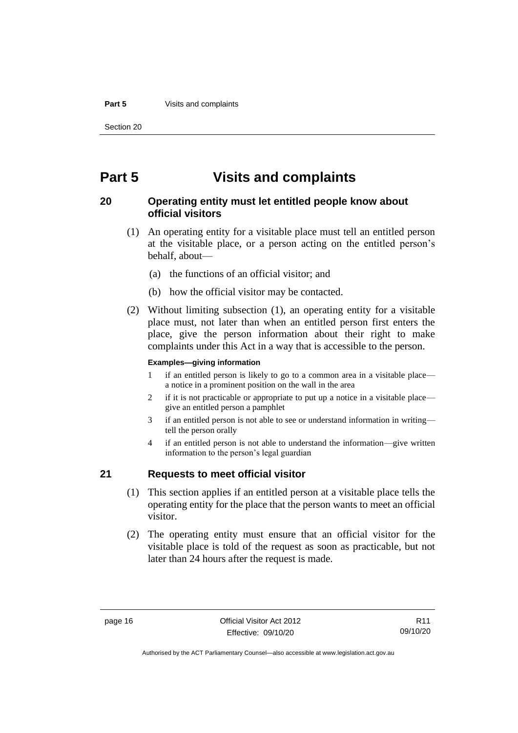# Part 5 Visits and complaints

## 20 Operating entity must let entitled people know about official visitors

(1) An operating entity for a visitable place must tell an entitled person at the visitable place, or a person acting on the entitled person's behalf, about—

(a) the functions of an official visitor; and

(b) how the official visitor may be contacted.

(2) Without limiting subsection (1), an operating entity for a visitable place must, not later than when an entitled person first enters the place, give the person information about their right to make complaints under this Act in a way that is accessible to the person.

**Examples—giving information**

1 if an entitled person is likely to go to a common area in a visitable place—a notice in a prominent position on the wall in the area

2 if it is not practicable or appropriate to put up a notice in a visitable place—give an entitled person a pamphlet

3 if an entitled person is not able to see or understand information in writing—tell the person orally

4 if an entitled person is not able to understand the information—give written information to the person's legal guardian

## 21 Requests to meet official visitor

(1) This section applies if an entitled person at a visitable place tells the operating entity for the place that the person wants to meet an official visitor.

(2) The operating entity must ensure that an official visitor for the visitable place is told of the request as soon as practicable, but not later than 24 hours after the request is made.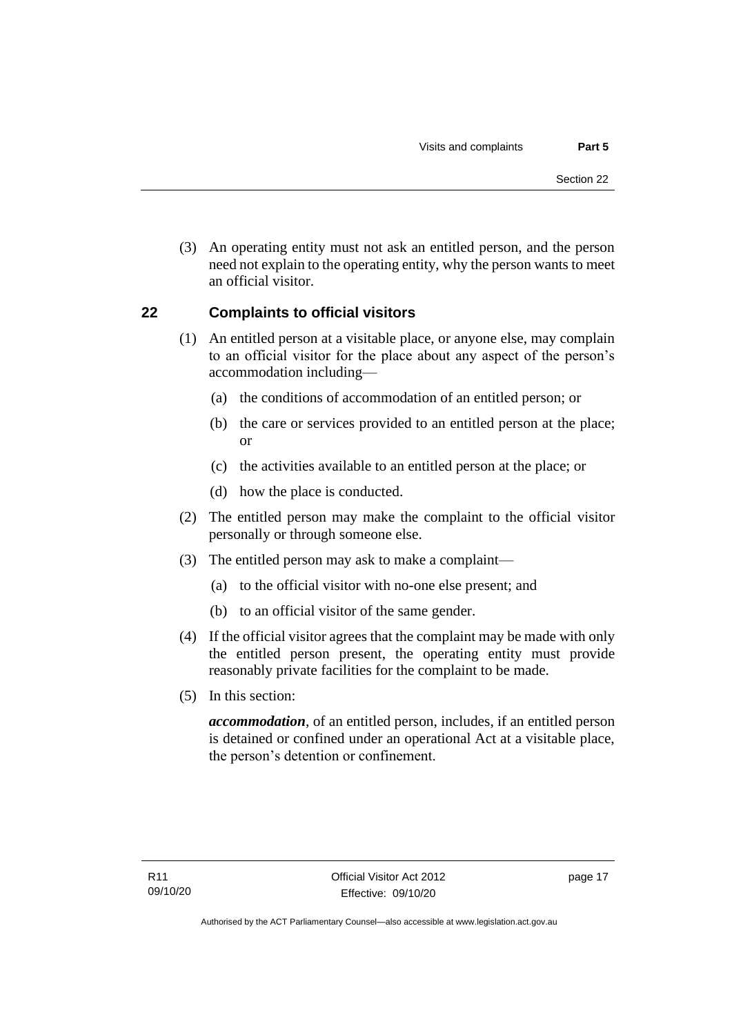(3) An operating entity must not ask an entitled person, and the person need not explain to the operating entity, why the person wants to meet an official visitor.

## 22 Complaints to official visitors

(1) An entitled person at a visitable place, or anyone else, may complain to an official visitor for the place about any aspect of the person's accommodation including—

(a) the conditions of accommodation of an entitled person; or

(b) the care or services provided to an entitled person at the place; or

(c) the activities available to an entitled person at the place; or

(d) how the place is conducted.

(2) The entitled person may make the complaint to the official visitor personally or through someone else.

(3) The entitled person may ask to make a complaint—

(a) to the official visitor with no-one else present; and

(b) to an official visitor of the same gender.

(4) If the official visitor agrees that the complaint may be made with only the entitled person present, the operating entity must provide reasonably private facilities for the complaint to be made.

(5) In this section:

***accommodation***, of an entitled person, includes, if an entitled person is detained or confined under an operational Act at a visitable place, the person's detention or confinement.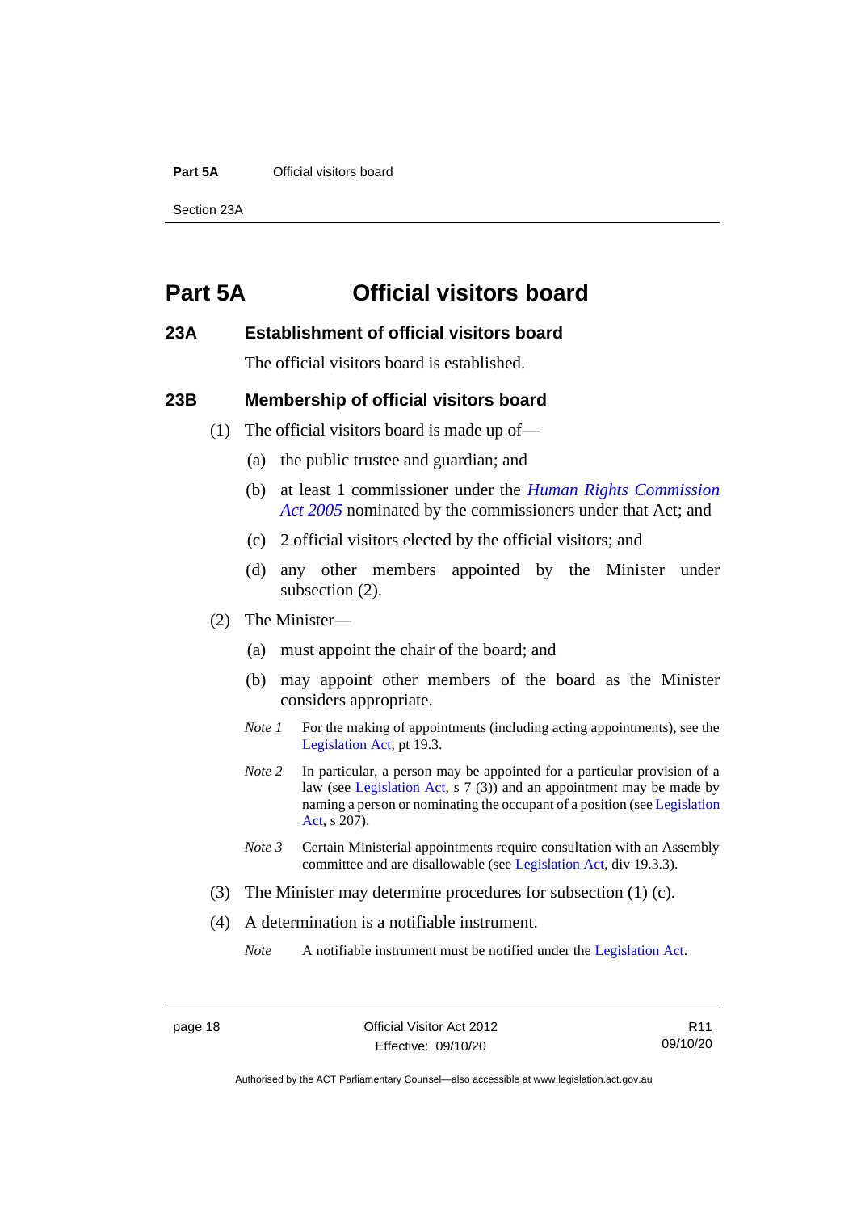# Part 5A Official visitors board

## 23A Establishment of official visitors board

The official visitors board is established.

## 23B Membership of official visitors board

(1) The official visitors board is made up of—

(a) the public trustee and guardian; and

(b) at least 1 commissioner under the *Human Rights Commission Act 2005* nominated by the commissioners under that Act; and

(c) 2 official visitors elected by the official visitors; and

(d) any other members appointed by the Minister under subsection (2).

(2) The Minister—

(a) must appoint the chair of the board; and

(b) may appoint other members of the board as the Minister considers appropriate.

*Note 1* For the making of appointments (including acting appointments), see the Legislation Act, pt 19.3.

*Note 2* In particular, a person may be appointed for a particular provision of a law (see Legislation Act, s 7 (3)) and an appointment may be made by naming a person or nominating the occupant of a position (see Legislation Act, s 207).

*Note 3* Certain Ministerial appointments require consultation with an Assembly committee and are disallowable (see Legislation Act, div 19.3.3).

(3) The Minister may determine procedures for subsection (1) (c).

(4) A determination is a notifiable instrument.

*Note* A notifiable instrument must be notified under the Legislation Act.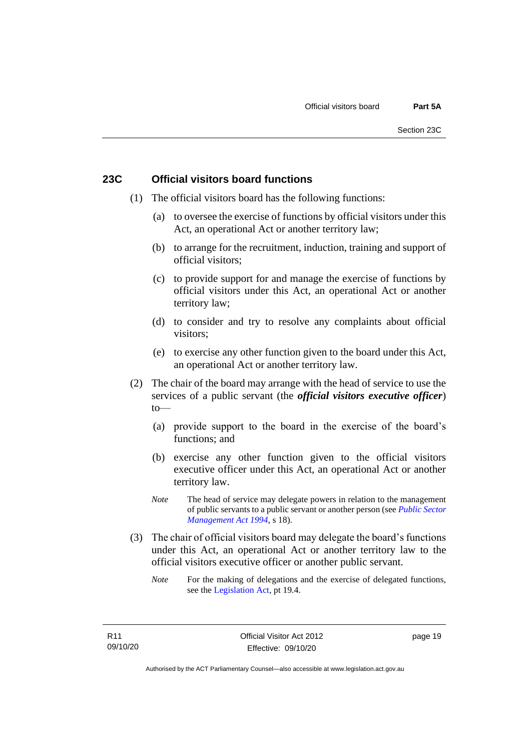## 23C Official visitors board functions

(1) The official visitors board has the following functions:

(a) to oversee the exercise of functions by official visitors under this Act, an operational Act or another territory law;

(b) to arrange for the recruitment, induction, training and support of official visitors;

(c) to provide support for and manage the exercise of functions by official visitors under this Act, an operational Act or another territory law;

(d) to consider and try to resolve any complaints about official visitors;

(e) to exercise any other function given to the board under this Act, an operational Act or another territory law.

(2) The chair of the board may arrange with the head of service to use the services of a public servant (the ***official visitors executive officer***) to—

(a) provide support to the board in the exercise of the board's functions; and

(b) exercise any other function given to the official visitors executive officer under this Act, an operational Act or another territory law.

*Note* The head of service may delegate powers in relation to the management of public servants to a public servant or another person (see *Public Sector Management Act 1994*, s 18).

(3) The chair of official visitors board may delegate the board's functions under this Act, an operational Act or another territory law to the official visitors executive officer or another public servant.

*Note* For the making of delegations and the exercise of delegated functions, see the Legislation Act, pt 19.4.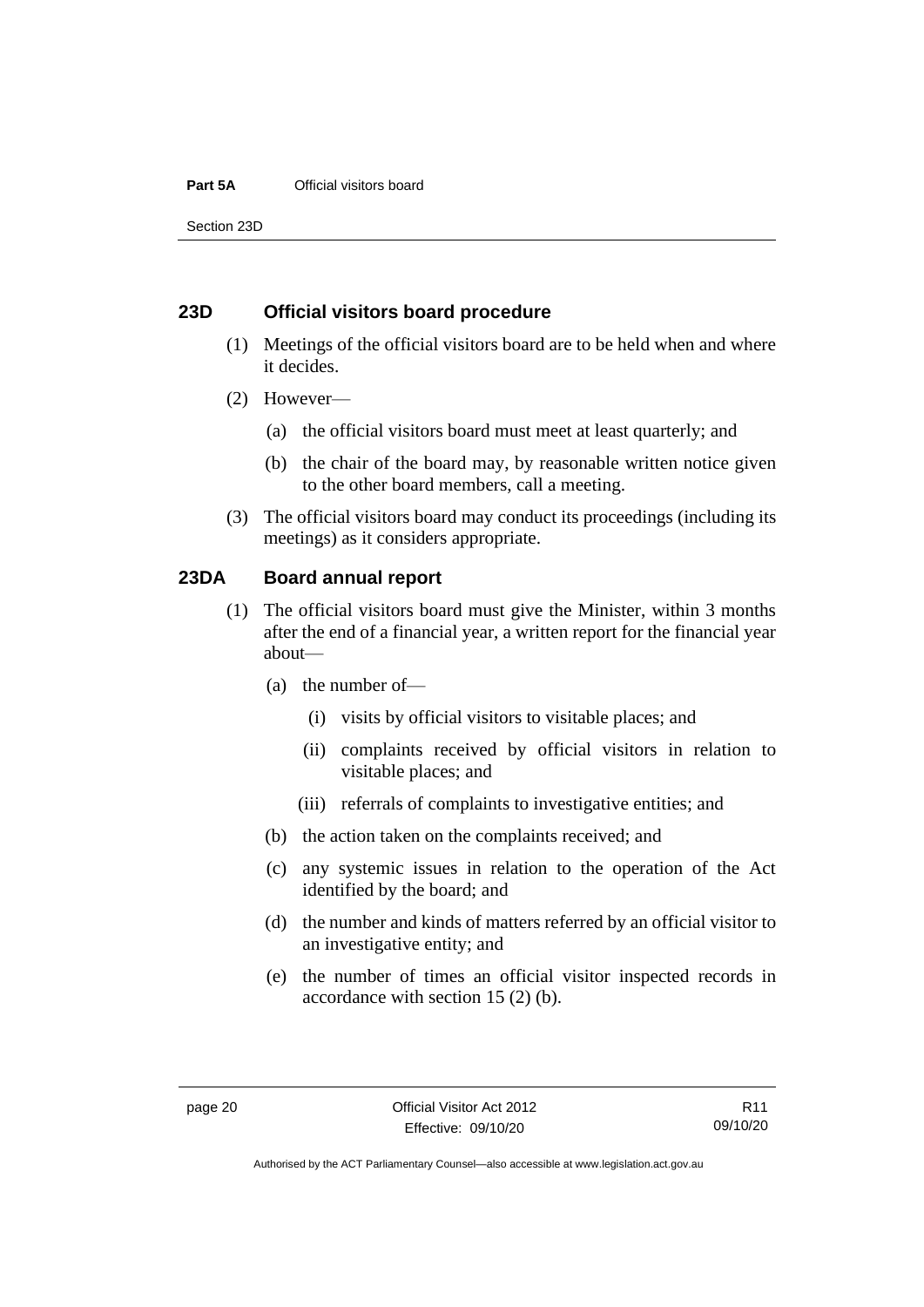## 23D Official visitors board procedure

(1) Meetings of the official visitors board are to be held when and where it decides.

(2) However—

- (a) the official visitors board must meet at least quarterly; and
- (b) the chair of the board may, by reasonable written notice given to the other board members, call a meeting.

(3) The official visitors board may conduct its proceedings (including its meetings) as it considers appropriate.

## 23DA Board annual report

(1) The official visitors board must give the Minister, within 3 months after the end of a financial year, a written report for the financial year about—

- (a) the number of—
  - (i) visits by official visitors to visitable places; and
  - (ii) complaints received by official visitors in relation to visitable places; and
  - (iii) referrals of complaints to investigative entities; and
- (b) the action taken on the complaints received; and
- (c) any systemic issues in relation to the operation of the Act identified by the board; and
- (d) the number and kinds of matters referred by an official visitor to an investigative entity; and
- (e) the number of times an official visitor inspected records in accordance with section 15 (2) (b).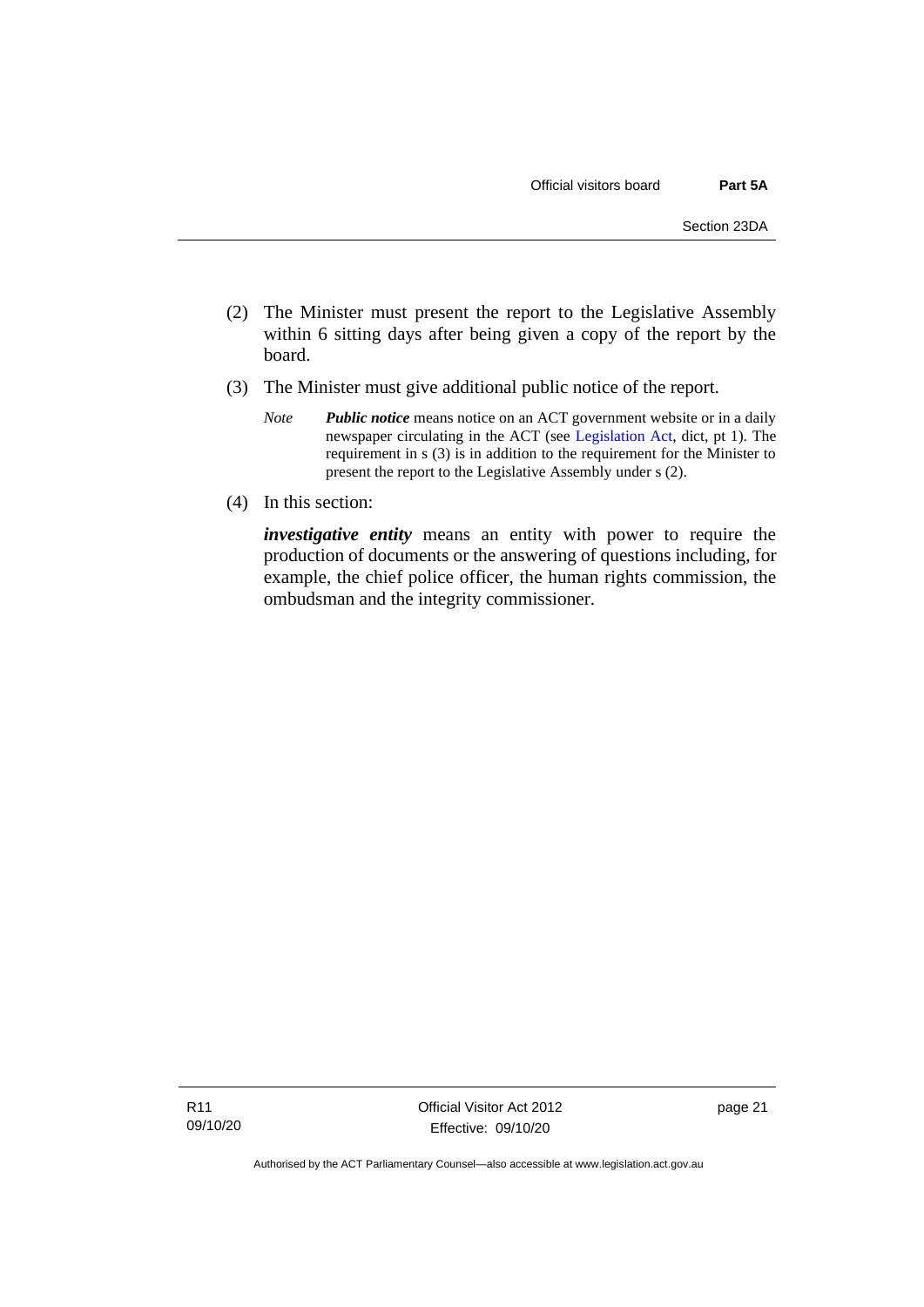(2) The Minister must present the report to the Legislative Assembly within 6 sitting days after being given a copy of the report by the board.

(3) The Minister must give additional public notice of the report.

*Note* ***Public notice*** means notice on an ACT government website or in a daily newspaper circulating in the ACT (see Legislation Act, dict, pt 1). The requirement in s (3) is in addition to the requirement for the Minister to present the report to the Legislative Assembly under s (2).

(4) In this section:

***investigative entity*** means an entity with power to require the production of documents or the answering of questions including, for example, the chief police officer, the human rights commission, the ombudsman and the integrity commissioner.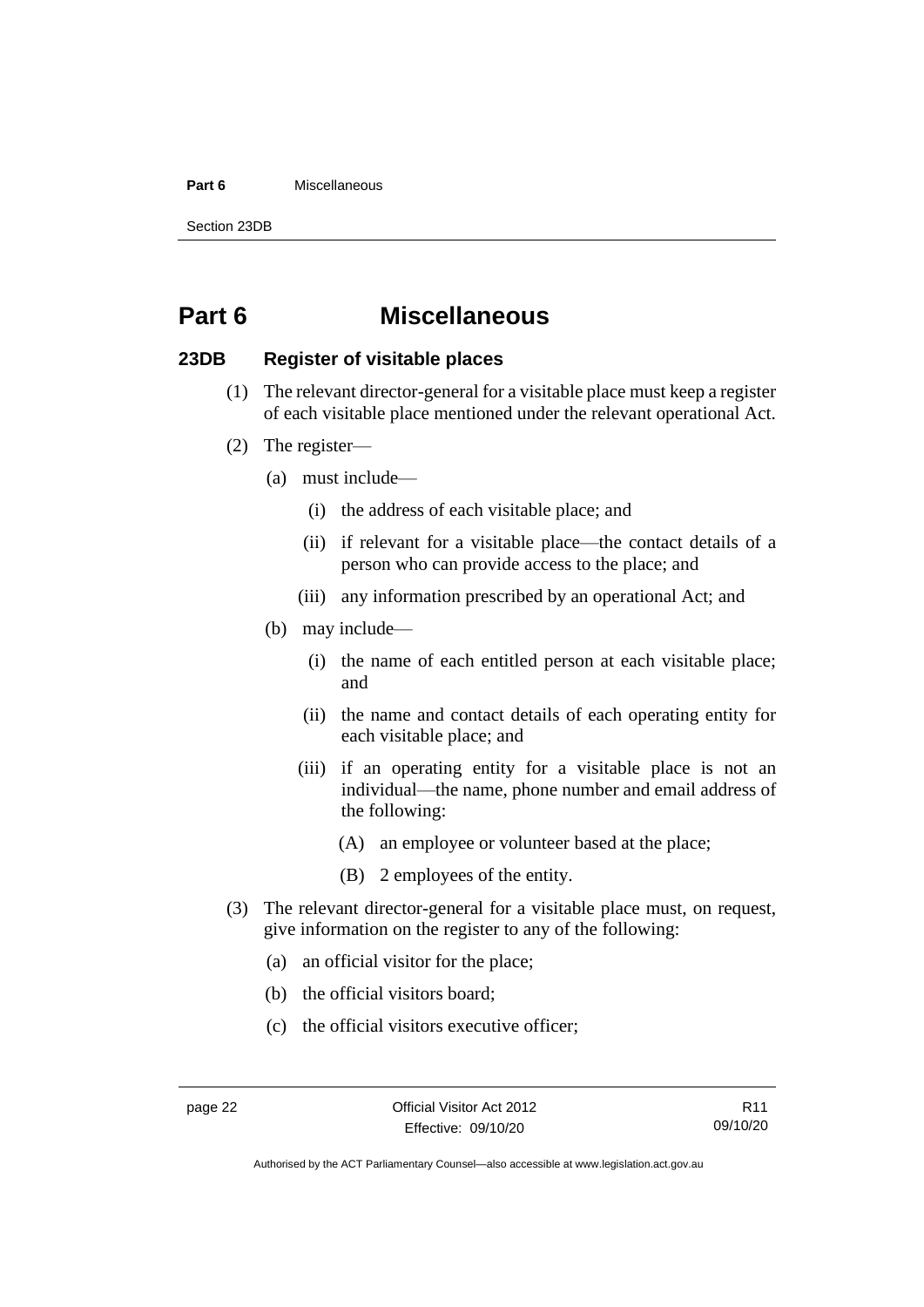# Part 6 Miscellaneous

## 23DB Register of visitable places

(1) The relevant director-general for a visitable place must keep a register of each visitable place mentioned under the relevant operational Act.

(2) The register—

(a) must include—

(i) the address of each visitable place; and

(ii) if relevant for a visitable place—the contact details of a person who can provide access to the place; and

(iii) any information prescribed by an operational Act; and

(b) may include—

(i) the name of each entitled person at each visitable place; and

(ii) the name and contact details of each operating entity for each visitable place; and

(iii) if an operating entity for a visitable place is not an individual—the name, phone number and email address of the following:

(A) an employee or volunteer based at the place;

(B) 2 employees of the entity.

(3) The relevant director-general for a visitable place must, on request, give information on the register to any of the following:

(a) an official visitor for the place;

(b) the official visitors board;

(c) the official visitors executive officer;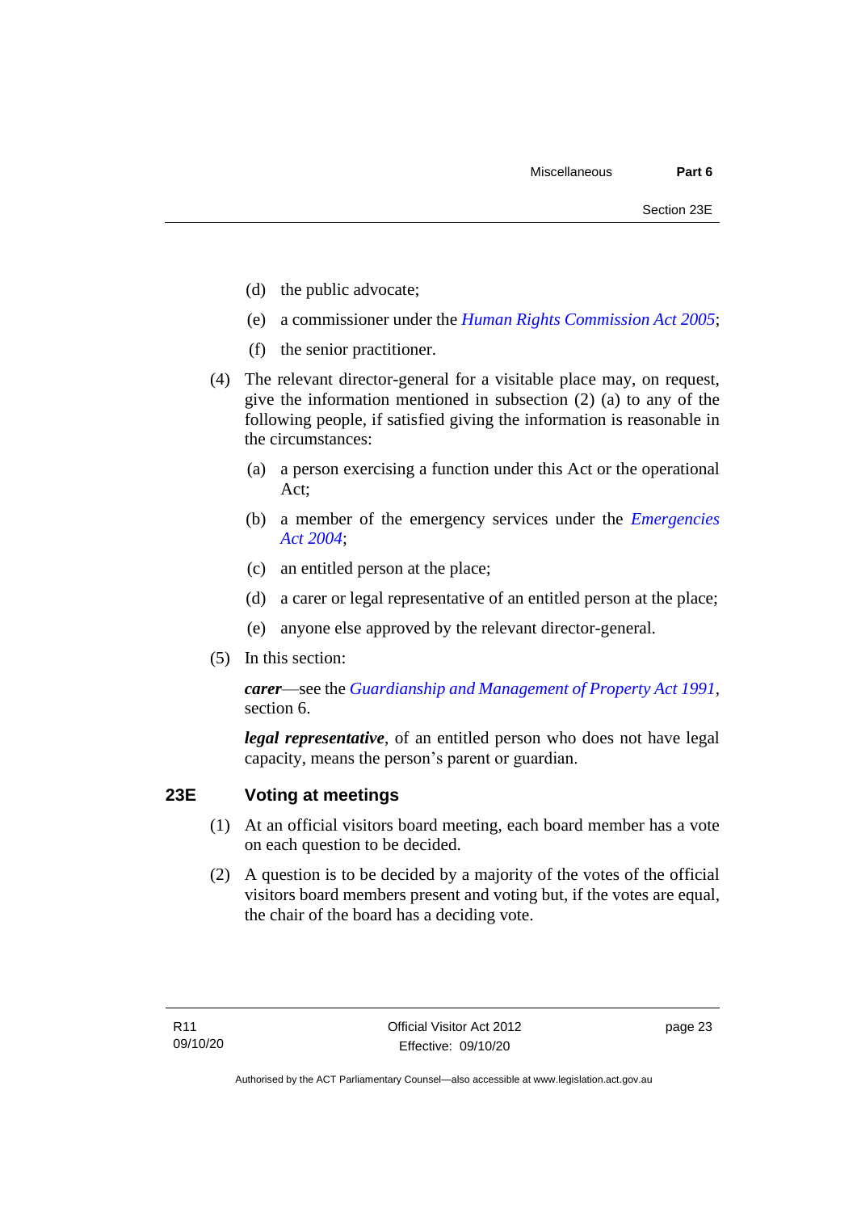(d) the public advocate;

(e) a commissioner under the *Human Rights Commission Act 2005*;

(f) the senior practitioner.

(4) The relevant director-general for a visitable place may, on request, give the information mentioned in subsection (2) (a) to any of the following people, if satisfied giving the information is reasonable in the circumstances:

(a) a person exercising a function under this Act or the operational Act;

(b) a member of the emergency services under the *Emergencies Act 2004*;

(c) an entitled person at the place;

(d) a carer or legal representative of an entitled person at the place;

(e) anyone else approved by the relevant director-general.

(5) In this section:

***carer***—see the *Guardianship and Management of Property Act 1991*, section 6.

***legal representative***, of an entitled person who does not have legal capacity, means the person's parent or guardian.

## 23E Voting at meetings

(1) At an official visitors board meeting, each board member has a vote on each question to be decided.

(2) A question is to be decided by a majority of the votes of the official visitors board members present and voting but, if the votes are equal, the chair of the board has a deciding vote.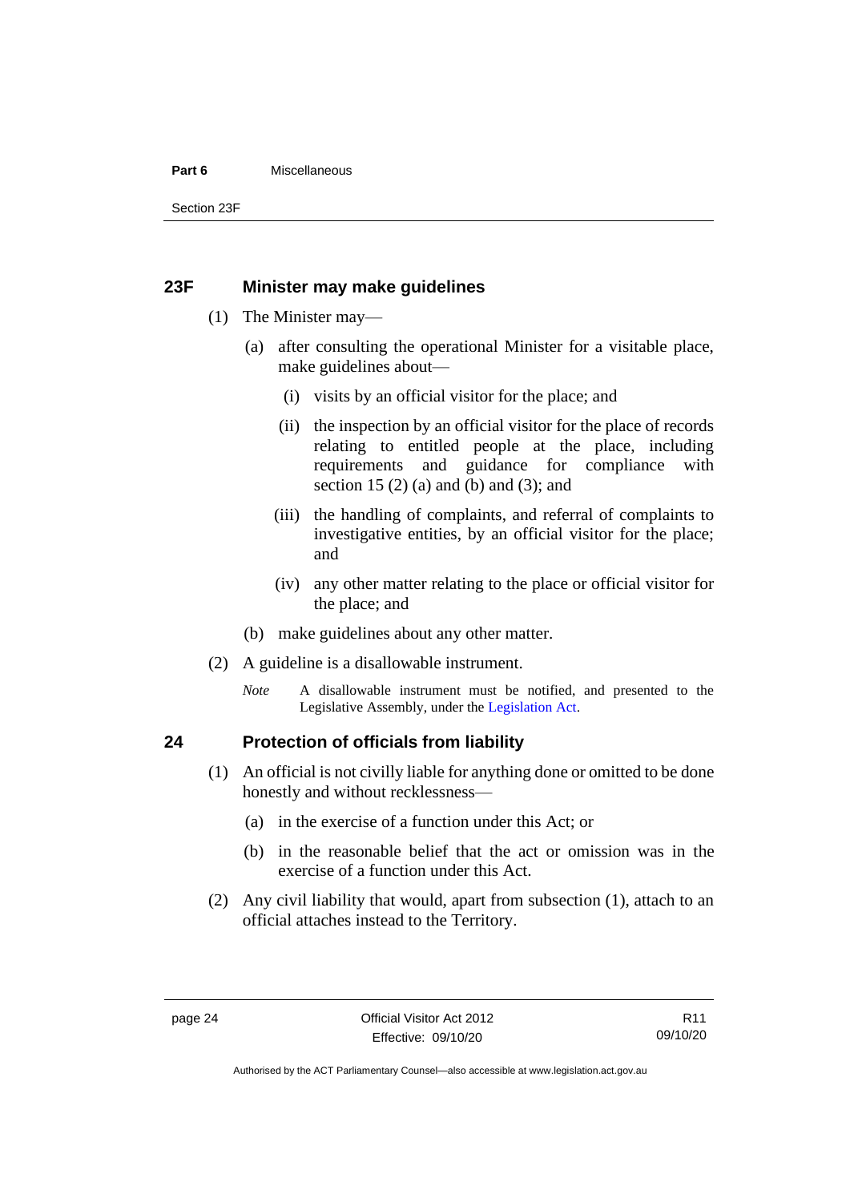## 23F Minister may make guidelines

(1) The Minister may—

(a) after consulting the operational Minister for a visitable place, make guidelines about—

(i) visits by an official visitor for the place; and

(ii) the inspection by an official visitor for the place of records relating to entitled people at the place, including requirements and guidance for compliance with section 15 (2) (a) and (b) and (3); and

(iii) the handling of complaints, and referral of complaints to investigative entities, by an official visitor for the place; and

(iv) any other matter relating to the place or official visitor for the place; and

(b) make guidelines about any other matter.

(2) A guideline is a disallowable instrument.

*Note* A disallowable instrument must be notified, and presented to the Legislative Assembly, under the Legislation Act.

## 24 Protection of officials from liability

(1) An official is not civilly liable for anything done or omitted to be done honestly and without recklessness—

(a) in the exercise of a function under this Act; or

(b) in the reasonable belief that the act or omission was in the exercise of a function under this Act.

(2) Any civil liability that would, apart from subsection (1), attach to an official attaches instead to the Territory.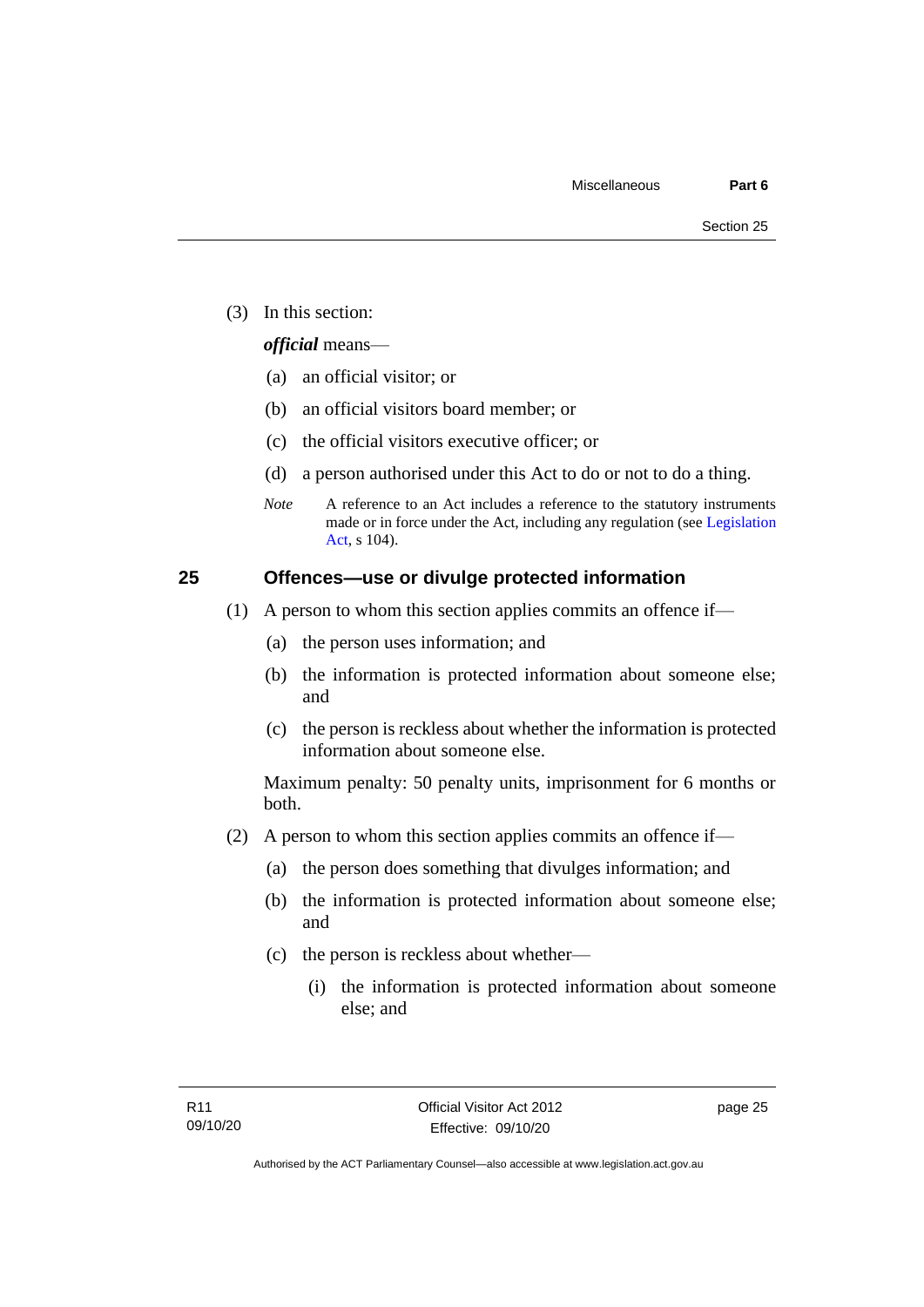(3) In this section:

***official*** means—

(a) an official visitor; or

(b) an official visitors board member; or

(c) the official visitors executive officer; or

(d) a person authorised under this Act to do or not to do a thing.

*Note* A reference to an Act includes a reference to the statutory instruments made or in force under the Act, including any regulation (see Legislation Act, s 104).

## 25 Offences—use or divulge protected information

(1) A person to whom this section applies commits an offence if—

(a) the person uses information; and

(b) the information is protected information about someone else; and

(c) the person is reckless about whether the information is protected information about someone else.

Maximum penalty: 50 penalty units, imprisonment for 6 months or both.

(2) A person to whom this section applies commits an offence if—

(a) the person does something that divulges information; and

(b) the information is protected information about someone else; and

(c) the person is reckless about whether—

(i) the information is protected information about someone else; and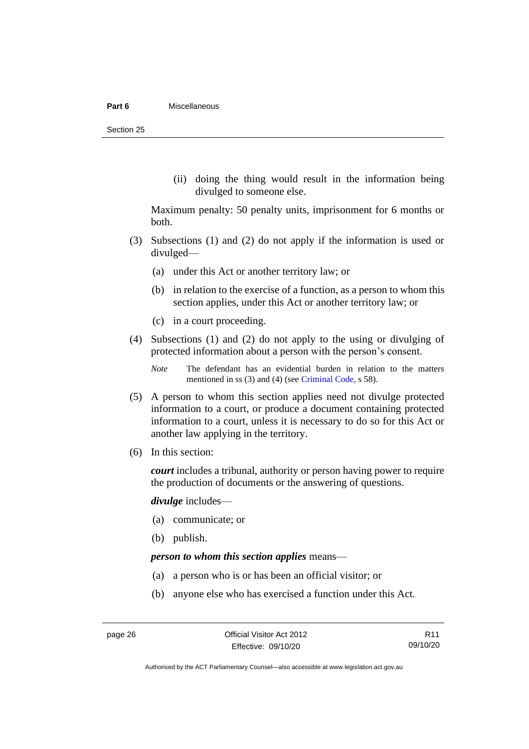(ii) doing the thing would result in the information being divulged to someone else.

Maximum penalty: 50 penalty units, imprisonment for 6 months or both.

(3) Subsections (1) and (2) do not apply if the information is used or divulged—

(a) under this Act or another territory law; or

(b) in relation to the exercise of a function, as a person to whom this section applies, under this Act or another territory law; or

(c) in a court proceeding.

(4) Subsections (1) and (2) do not apply to the using or divulging of protected information about a person with the person's consent.

*Note* The defendant has an evidential burden in relation to the matters mentioned in ss (3) and (4) (see Criminal Code, s 58).

(5) A person to whom this section applies need not divulge protected information to a court, or produce a document containing protected information to a court, unless it is necessary to do so for this Act or another law applying in the territory.

(6) In this section:

***court*** includes a tribunal, authority or person having power to require the production of documents or the answering of questions.

***divulge*** includes—

(a) communicate; or

(b) publish.

***person to whom this section applies*** means—

(a) a person who is or has been an official visitor; or

(b) anyone else who has exercised a function under this Act.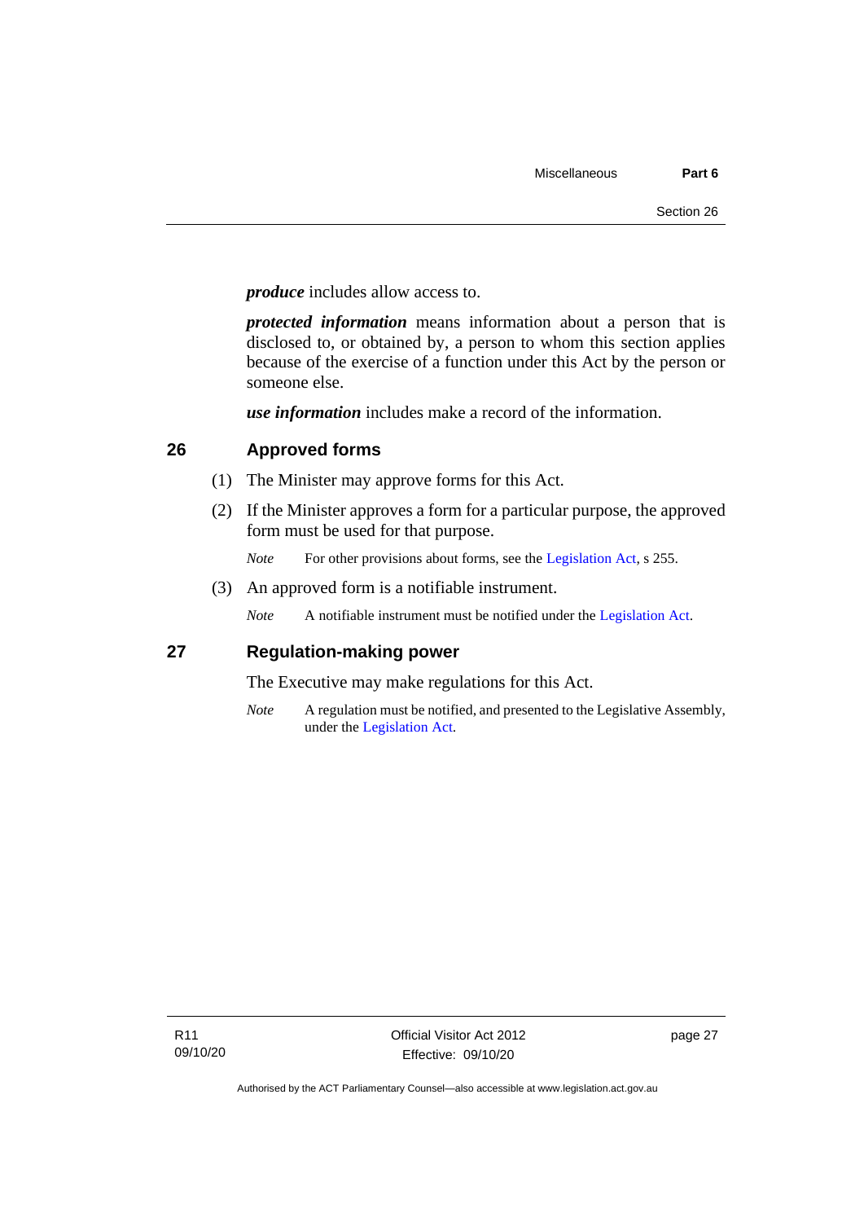***produce*** includes allow access to.

***protected information*** means information about a person that is disclosed to, or obtained by, a person to whom this section applies because of the exercise of a function under this Act by the person or someone else.

***use information*** includes make a record of the information.

## 26 Approved forms

(1) The Minister may approve forms for this Act.

(2) If the Minister approves a form for a particular purpose, the approved form must be used for that purpose.

*Note* For other provisions about forms, see the Legislation Act, s 255.

(3) An approved form is a notifiable instrument.

*Note* A notifiable instrument must be notified under the Legislation Act.

## 27 Regulation-making power

The Executive may make regulations for this Act.

*Note* A regulation must be notified, and presented to the Legislative Assembly, under the Legislation Act.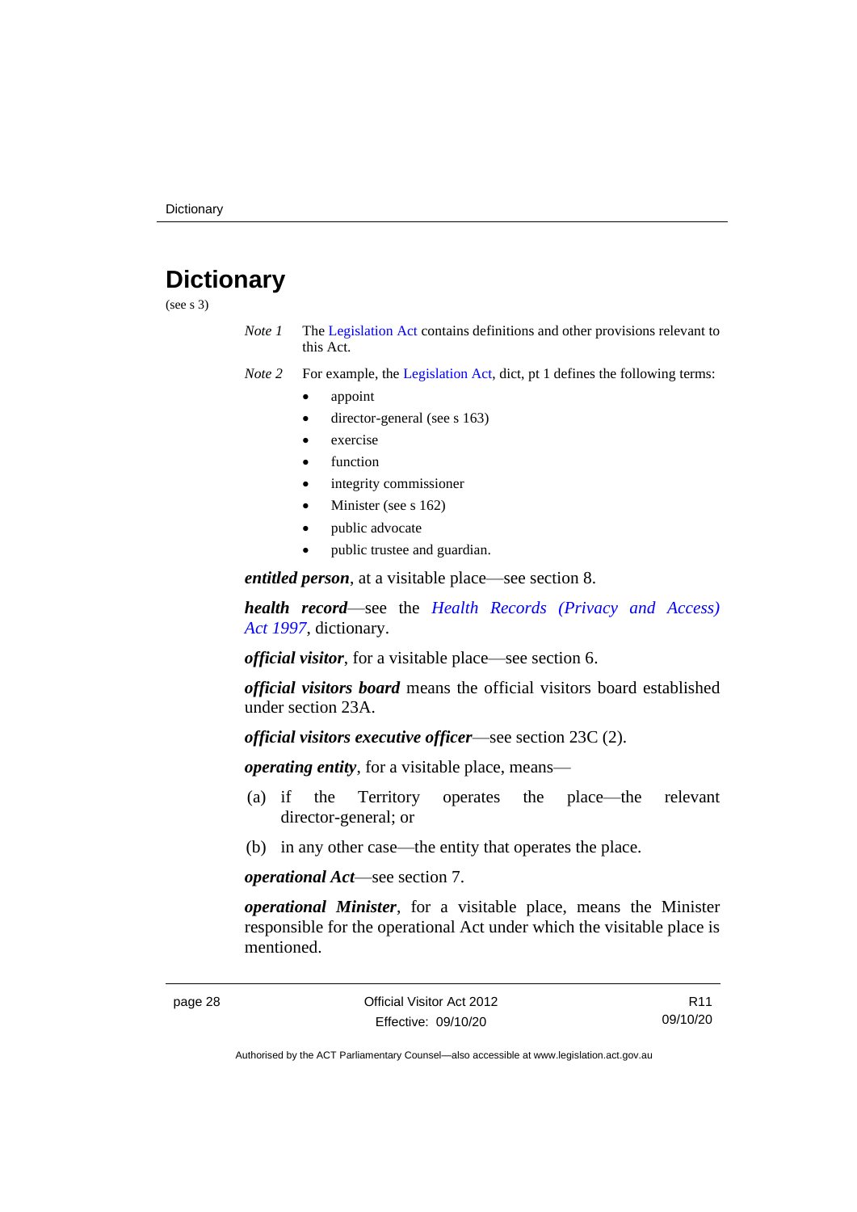# Dictionary

(see s 3)

*Note 1* The Legislation Act contains definitions and other provisions relevant to this Act.

*Note 2* For example, the Legislation Act, dict, pt 1 defines the following terms:

- appoint
- director-general (see s 163)
- exercise
- function
- integrity commissioner
- Minister (see s 162)
- public advocate
- public trustee and guardian.

***entitled person***, at a visitable place—see section 8.

***health record***—see the *Health Records (Privacy and Access) Act 1997*, dictionary.

***official visitor***, for a visitable place—see section 6.

***official visitors board*** means the official visitors board established under section 23A.

***official visitors executive officer***—see section 23C (2).

***operating entity***, for a visitable place, means—

(a) if the Territory operates the place—the relevant director-general; or

(b) in any other case—the entity that operates the place.

***operational Act***—see section 7.

***operational Minister***, for a visitable place, means the Minister responsible for the operational Act under which the visitable place is mentioned.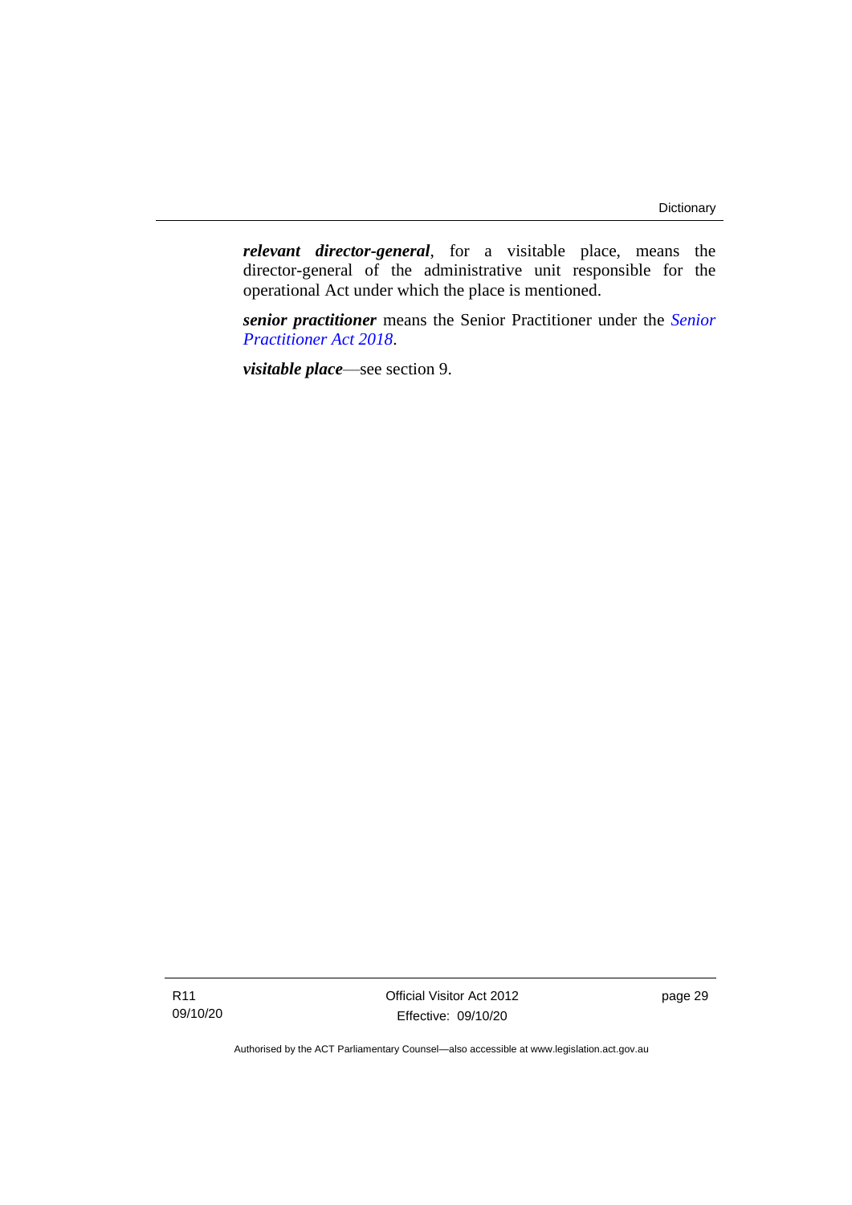***relevant director-general***, for a visitable place, means the director-general of the administrative unit responsible for the operational Act under which the place is mentioned.

***senior practitioner*** means the Senior Practitioner under the *Senior Practitioner Act 2018*.

***visitable place***—see section 9.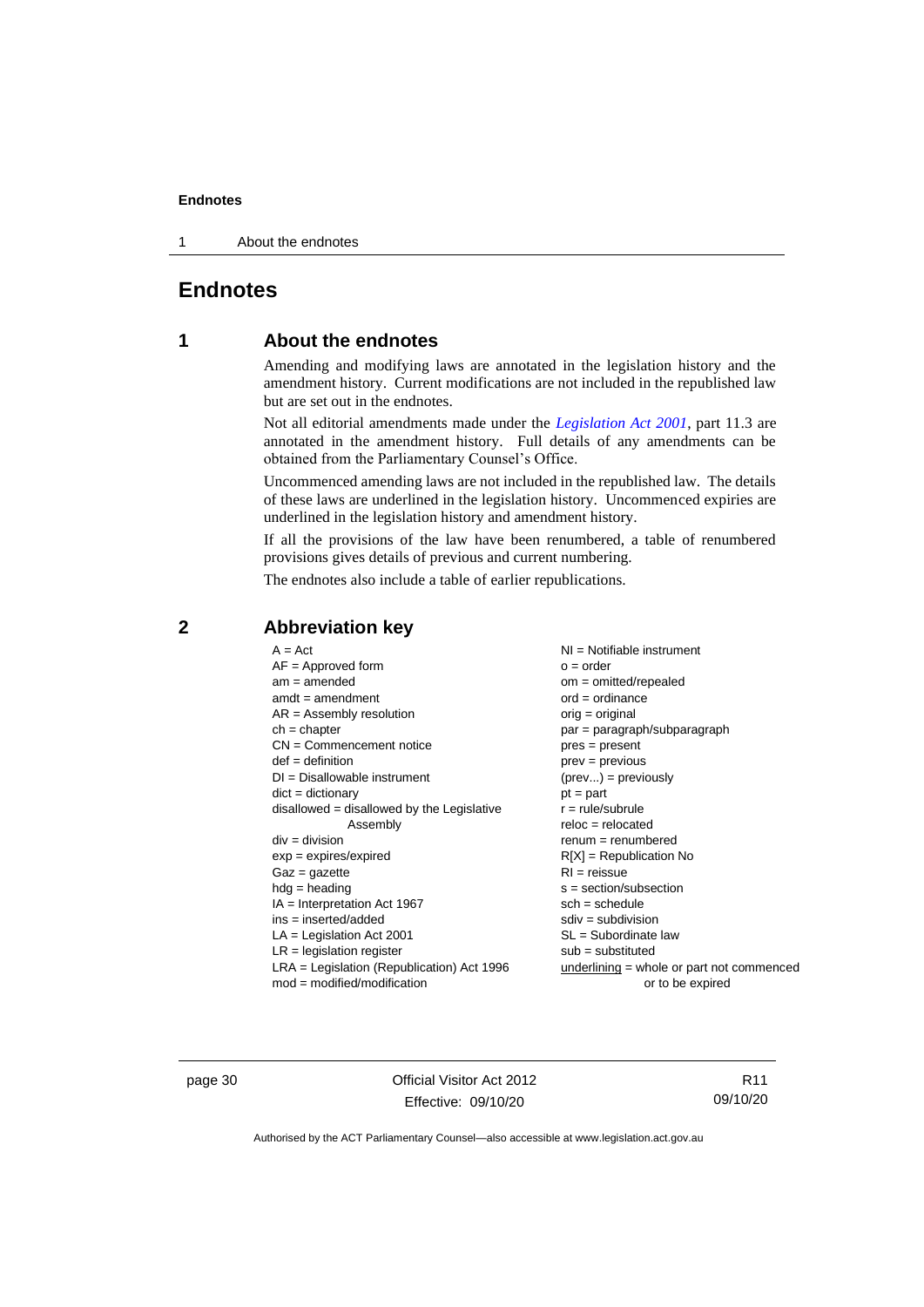# Endnotes

## 1 About the endnotes

Amending and modifying laws are annotated in the legislation history and the amendment history. Current modifications are not included in the republished law but are set out in the endnotes.

Not all editorial amendments made under the *Legislation Act 2001*, part 11.3 are annotated in the amendment history. Full details of any amendments can be obtained from the Parliamentary Counsel's Office.

Uncommenced amending laws are not included in the republished law. The details of these laws are underlined in the legislation history. Uncommenced expiries are underlined in the legislation history and amendment history.

If all the provisions of the law have been renumbered, a table of renumbered provisions gives details of previous and current numbering.

The endnotes also include a table of earlier republications.

## 2 Abbreviation key

A = Act
AF = Approved form
am = amended
amdt = amendment
AR = Assembly resolution
ch = chapter
CN = Commencement notice
def = definition
DI = Disallowable instrument
dict = dictionary
disallowed = disallowed by the Legislative Assembly
div = division
exp = expires/expired
Gaz = gazette
hdg = heading
IA = Interpretation Act 1967
ins = inserted/added
LA = Legislation Act 2001
LR = legislation register
LRA = Legislation (Republication) Act 1996
mod = modified/modification
NI = Notifiable instrument
o = order
om = omitted/repealed
ord = ordinance
orig = original
par = paragraph/subparagraph
pres = present
prev = previous
(prev...) = previously
pt = part
r = rule/subrule
reloc = relocated
renum = renumbered
R[X] = Republication No
RI = reissue
s = section/subsection
sch = schedule
sdiv = subdivision
SL = Subordinate law
sub = substituted
underlining = whole or part not commenced or to be expired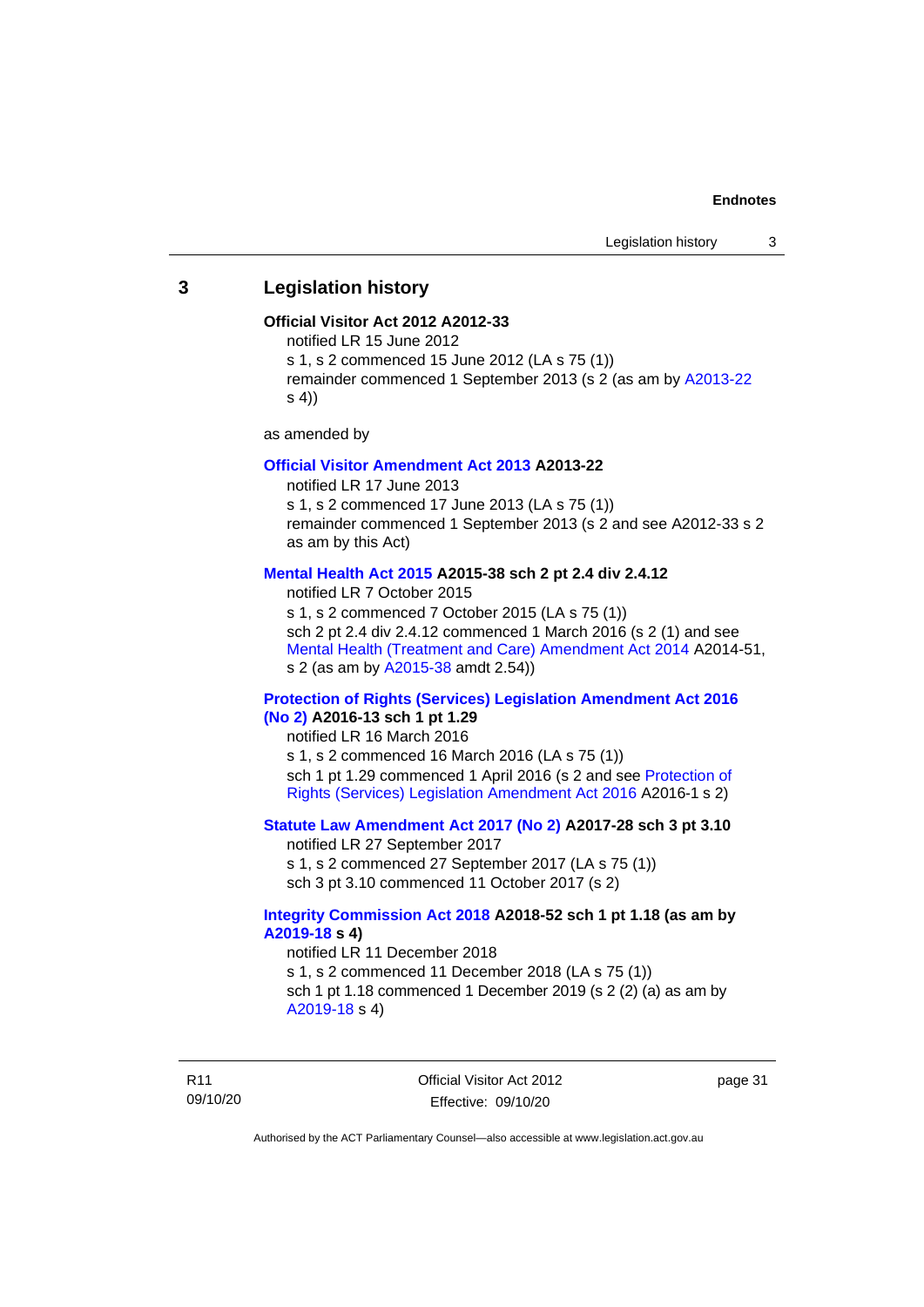## 3 Legislation history

**Official Visitor Act 2012 A2012-33**

notified LR 15 June 2012

s 1, s 2 commenced 15 June 2012 (LA s 75 (1))

remainder commenced 1 September 2013 (s 2 (as am by A2013-22 s 4))

as amended by

**Official Visitor Amendment Act 2013 A2013-22**

notified LR 17 June 2013

s 1, s 2 commenced 17 June 2013 (LA s 75 (1))

remainder commenced 1 September 2013 (s 2 and see A2012-33 s 2 as am by this Act)

**Mental Health Act 2015 A2015-38 sch 2 pt 2.4 div 2.4.12**

notified LR 7 October 2015

s 1, s 2 commenced 7 October 2015 (LA s 75 (1))

sch 2 pt 2.4 div 2.4.12 commenced 1 March 2016 (s 2 (1) and see Mental Health (Treatment and Care) Amendment Act 2014 A2014-51, s 2 (as am by A2015-38 amdt 2.54))

**Protection of Rights (Services) Legislation Amendment Act 2016 (No 2) A2016-13 sch 1 pt 1.29**

notified LR 16 March 2016

s 1, s 2 commenced 16 March 2016 (LA s 75 (1))

sch 1 pt 1.29 commenced 1 April 2016 (s 2 and see Protection of Rights (Services) Legislation Amendment Act 2016 A2016-1 s 2)

**Statute Law Amendment Act 2017 (No 2) A2017-28 sch 3 pt 3.10**

notified LR 27 September 2017

s 1, s 2 commenced 27 September 2017 (LA s 75 (1))

sch 3 pt 3.10 commenced 11 October 2017 (s 2)

**Integrity Commission Act 2018 A2018-52 sch 1 pt 1.18 (as am by A2019-18 s 4)**

notified LR 11 December 2018

s 1, s 2 commenced 11 December 2018 (LA s 75 (1))

sch 1 pt 1.18 commenced 1 December 2019 (s 2 (2) (a) as am by A2019-18 s 4)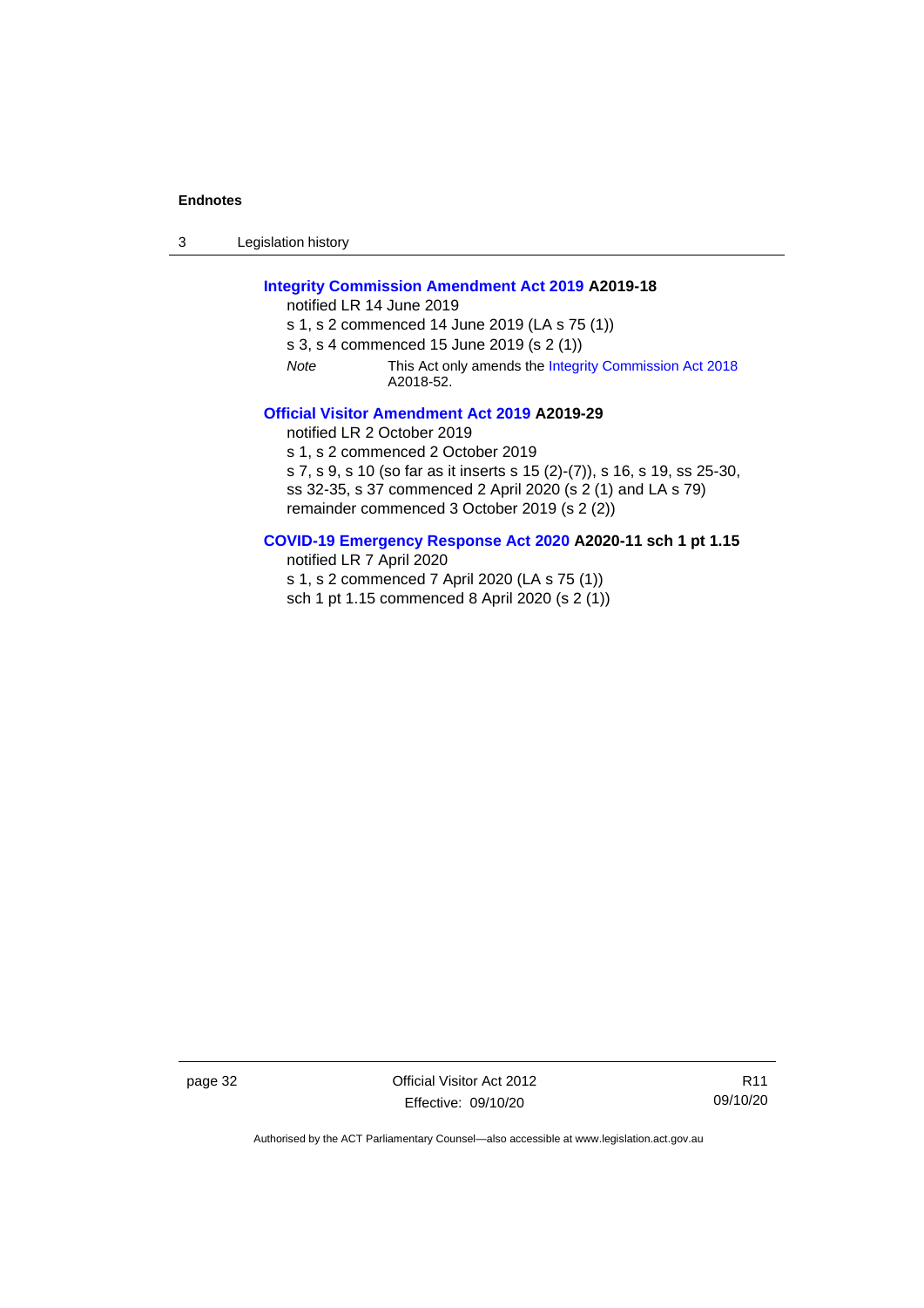**Integrity Commission Amendment Act 2019 A2019-18**

notified LR 14 June 2019

s 1, s 2 commenced 14 June 2019 (LA s 75 (1))

s 3, s 4 commenced 15 June 2019 (s 2 (1))

*Note* This Act only amends the Integrity Commission Act 2018 A2018-52.

**Official Visitor Amendment Act 2019 A2019-29**

notified LR 2 October 2019

s 1, s 2 commenced 2 October 2019

s 7, s 9, s 10 (so far as it inserts s 15 (2)-(7)), s 16, s 19, ss 25-30, ss 32-35, s 37 commenced 2 April 2020 (s 2 (1) and LA s 79)

remainder commenced 3 October 2019 (s 2 (2))

**COVID-19 Emergency Response Act 2020 A2020-11 sch 1 pt 1.15**

notified LR 7 April 2020

s 1, s 2 commenced 7 April 2020 (LA s 75 (1))

sch 1 pt 1.15 commenced 8 April 2020 (s 2 (1))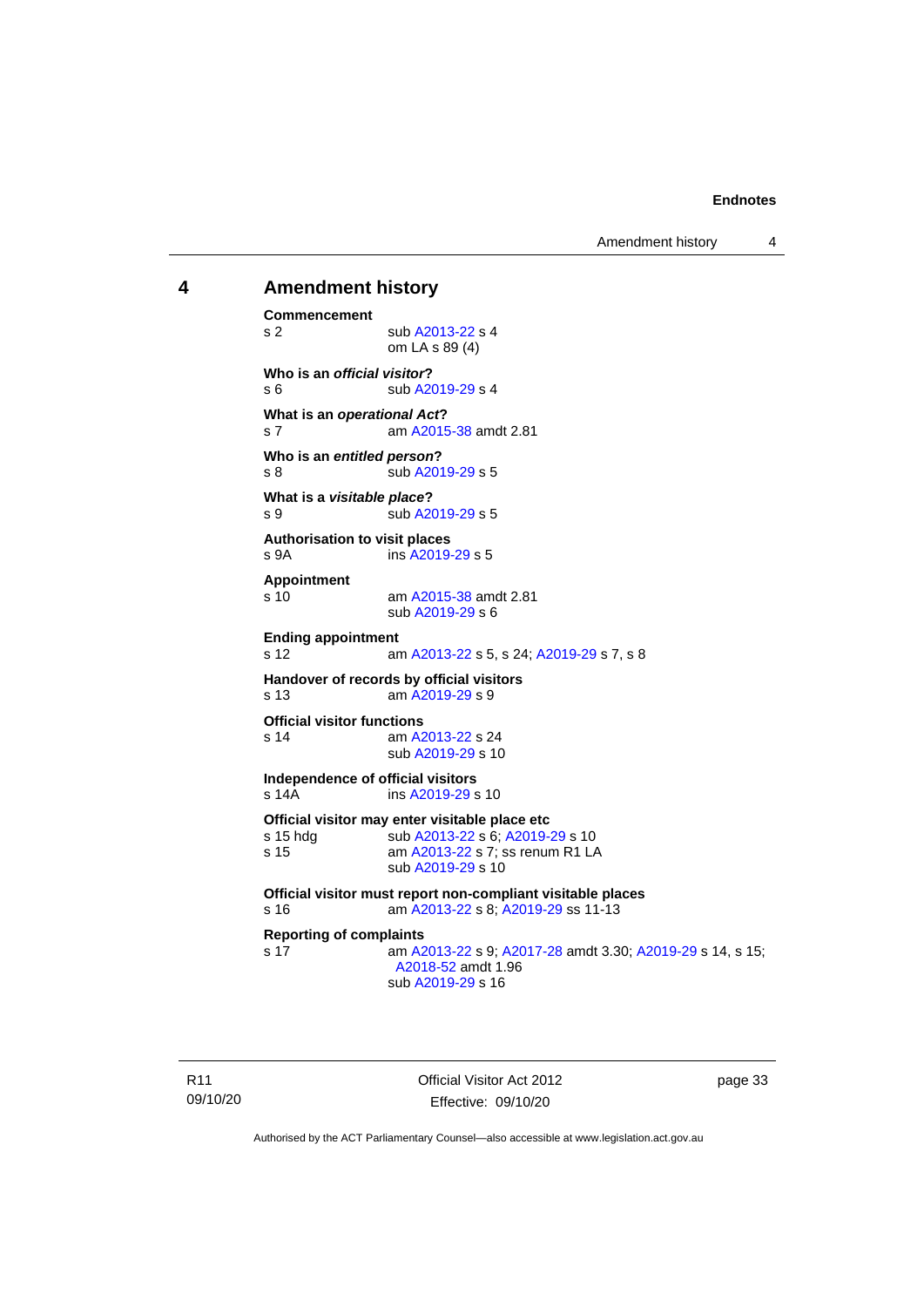## 4 Amendment history

**Commencement**
s 2 sub A2013-22 s 4
om LA s 89 (4)

**Who is an *official visitor*?**
s 6 sub A2019-29 s 4

**What is an *operational Act*?**
s 7 am A2015-38 amdt 2.81

**Who is an *entitled person*?**
s 8 sub A2019-29 s 5

**What is a *visitable place*?**
s 9 sub A2019-29 s 5

**Authorisation to visit places**
s 9A ins A2019-29 s 5

**Appointment**
s 10 am A2015-38 amdt 2.81
sub A2019-29 s 6

**Ending appointment**
s 12 am A2013-22 s 5, s 24; A2019-29 s 7, s 8

**Handover of records by official visitors**
s 13 am A2019-29 s 9

**Official visitor functions**
s 14 am A2013-22 s 24
sub A2019-29 s 10

**Independence of official visitors**
s 14A ins A2019-29 s 10

**Official visitor may enter visitable place etc**
s 15 hdg sub A2013-22 s 6; A2019-29 s 10
s 15 am A2013-22 s 7; ss renum R1 LA
sub A2019-29 s 10

**Official visitor must report non-compliant visitable places**
s 16 am A2013-22 s 8; A2019-29 ss 11-13

**Reporting of complaints**
s 17 am A2013-22 s 9; A2017-28 amdt 3.30; A2019-29 s 14, s 15; A2018-52 amdt 1.96
sub A2019-29 s 16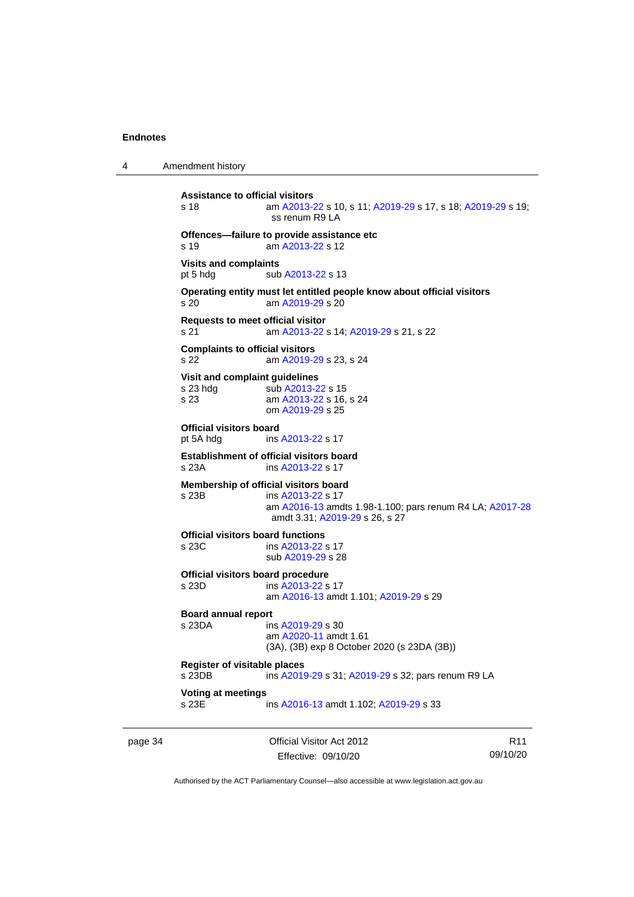**Assistance to official visitors**
s 18 am A2013-22 s 10, s 11; A2019-29 s 17, s 18; A2019-29 s 19; ss renum R9 LA

**Offences—failure to provide assistance etc**
s 19 am A2013-22 s 12

**Visits and complaints**
pt 5 hdg sub A2013-22 s 13

**Operating entity must let entitled people know about official visitors**
s 20 am A2019-29 s 20

**Requests to meet official visitor**
s 21 am A2013-22 s 14; A2019-29 s 21, s 22

**Complaints to official visitors**
s 22 am A2019-29 s 23, s 24

**Visit and complaint guidelines**
s 23 hdg sub A2013-22 s 15
s 23 am A2013-22 s 16, s 24
om A2019-29 s 25

**Official visitors board**
pt 5A hdg ins A2013-22 s 17

**Establishment of official visitors board**
s 23A ins A2013-22 s 17

**Membership of official visitors board**
s 23B ins A2013-22 s 17
am A2016-13 amdts 1.98-1.100; pars renum R4 LA; A2017-28 amdt 3.31; A2019-29 s 26, s 27

**Official visitors board functions**
s 23C ins A2013-22 s 17
sub A2019-29 s 28

**Official visitors board procedure**
s 23D ins A2013-22 s 17
am A2016-13 amdt 1.101; A2019-29 s 29

**Board annual report**
s 23DA ins A2019-29 s 30
am A2020-11 amdt 1.61
(3A), (3B) exp 8 October 2020 (s 23DA (3B))

**Register of visitable places**
s 23DB ins A2019-29 s 31; A2019-29 s 32; pars renum R9 LA

**Voting at meetings**
s 23E ins A2016-13 amdt 1.102; A2019-29 s 33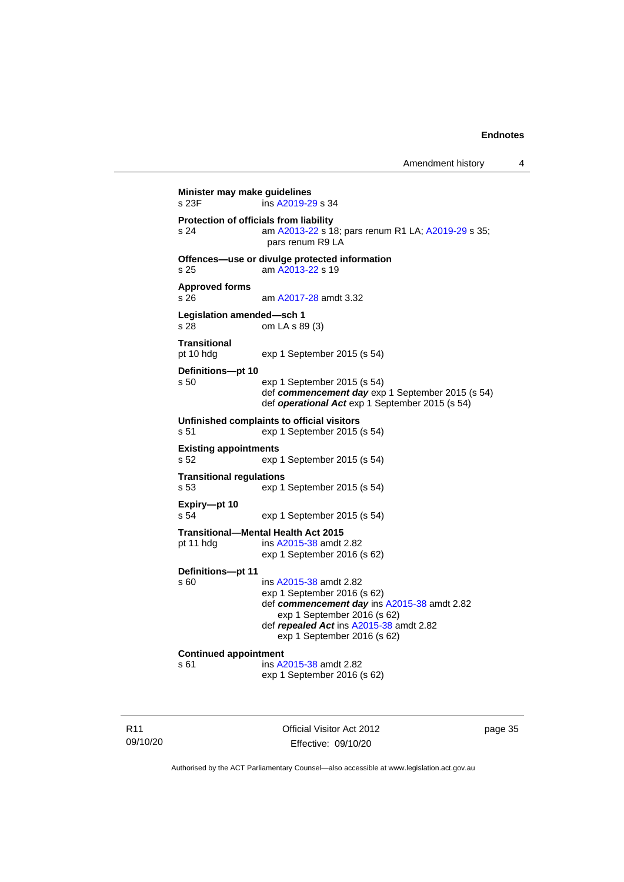**Minister may make guidelines**
s 23F ins A2019-29 s 34

**Protection of officials from liability**
s 24 am A2013-22 s 18; pars renum R1 LA; A2019-29 s 35; pars renum R9 LA

**Offences—use or divulge protected information**
s 25 am A2013-22 s 19

**Approved forms**
s 26 am A2017-28 amdt 3.32

**Legislation amended—sch 1**
s 28 om LA s 89 (3)

**Transitional**
pt 10 hdg exp 1 September 2015 (s 54)

**Definitions—pt 10**
s 50 exp 1 September 2015 (s 54)
def ***commencement day*** exp 1 September 2015 (s 54)
def ***operational Act*** exp 1 September 2015 (s 54)

**Unfinished complaints to official visitors**
s 51 exp 1 September 2015 (s 54)

**Existing appointments**
s 52 exp 1 September 2015 (s 54)

**Transitional regulations**
s 53 exp 1 September 2015 (s 54)

**Expiry—pt 10**
s 54 exp 1 September 2015 (s 54)

**Transitional—Mental Health Act 2015**
pt 11 hdg ins A2015-38 amdt 2.82
exp 1 September 2016 (s 62)

**Definitions—pt 11**
s 60 ins A2015-38 amdt 2.82
exp 1 September 2016 (s 62)
def ***commencement day*** ins A2015-38 amdt 2.82
exp 1 September 2016 (s 62)
def ***repealed Act*** ins A2015-38 amdt 2.82
exp 1 September 2016 (s 62)

**Continued appointment**
s 61 ins A2015-38 amdt 2.82
exp 1 September 2016 (s 62)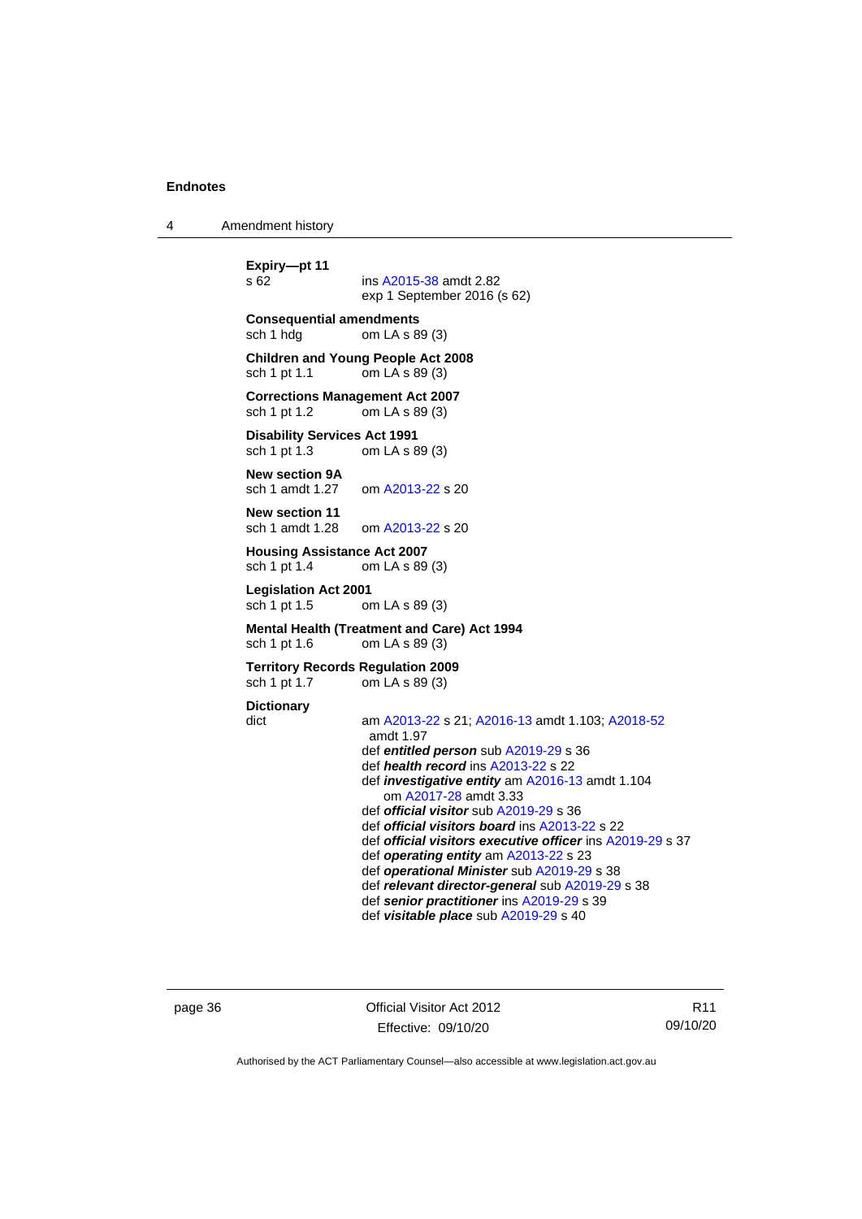**Expiry—pt 11**
s 62 ins A2015-38 amdt 2.82
exp 1 September 2016 (s 62)

**Consequential amendments**
sch 1 hdg om LA s 89 (3)

**Children and Young People Act 2008**
sch 1 pt 1.1 om LA s 89 (3)

**Corrections Management Act 2007**
sch 1 pt 1.2 om LA s 89 (3)

**Disability Services Act 1991**
sch 1 pt 1.3 om LA s 89 (3)

**New section 9A**
sch 1 amdt 1.27 om A2013-22 s 20

**New section 11**
sch 1 amdt 1.28 om A2013-22 s 20

**Housing Assistance Act 2007**
sch 1 pt 1.4 om LA s 89 (3)

**Legislation Act 2001**
sch 1 pt 1.5 om LA s 89 (3)

**Mental Health (Treatment and Care) Act 1994**
sch 1 pt 1.6 om LA s 89 (3)

**Territory Records Regulation 2009**
sch 1 pt 1.7 om LA s 89 (3)

**Dictionary**
dict am A2013-22 s 21; A2016-13 amdt 1.103; A2018-52 amdt 1.97
def ***entitled person*** sub A2019-29 s 36
def ***health record*** ins A2013-22 s 22
def ***investigative entity*** am A2016-13 amdt 1.104
om A2017-28 amdt 3.33
def ***official visitor*** sub A2019-29 s 36
def ***official visitors board*** ins A2013-22 s 22
def ***official visitors executive officer*** ins A2019-29 s 37
def ***operating entity*** am A2013-22 s 23
def ***operational Minister*** sub A2019-29 s 38
def ***relevant director-general*** sub A2019-29 s 38
def ***senior practitioner*** ins A2019-29 s 39
def ***visitable place*** sub A2019-29 s 40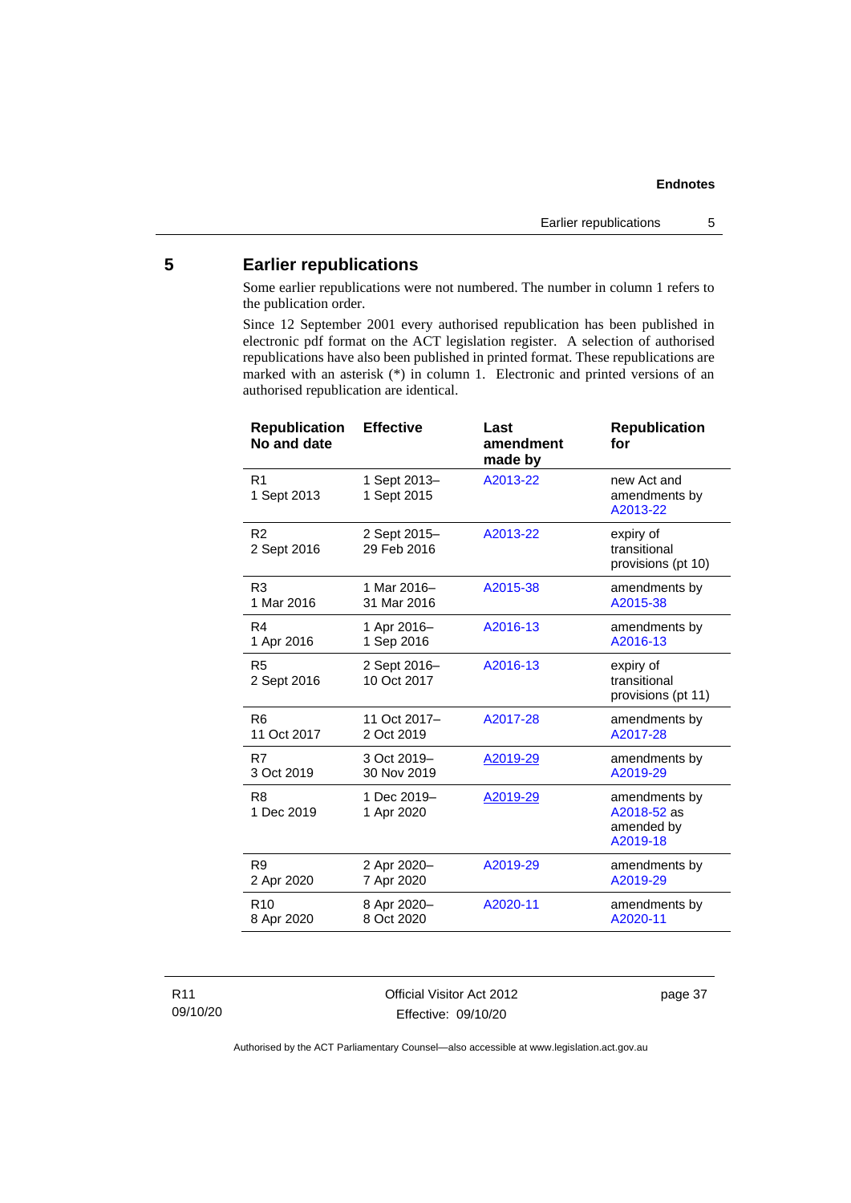## 5 Earlier republications

Some earlier republications were not numbered. The number in column 1 refers to the publication order.

Since 12 September 2001 every authorised republication has been published in electronic pdf format on the ACT legislation register. A selection of authorised republications have also been published in printed format. These republications are marked with an asterisk (*) in column 1. Electronic and printed versions of an authorised republication are identical.

| Republication No and date | Effective | Last amendment made by | Republication for |
|---|---|---|---|
| R1 1 Sept 2013 | 1 Sept 2013– 1 Sept 2015 | A2013-22 | new Act and amendments by A2013-22 |
| R2 2 Sept 2016 | 2 Sept 2015– 29 Feb 2016 | A2013-22 | expiry of transitional provisions (pt 10) |
| R3 1 Mar 2016 | 1 Mar 2016– 31 Mar 2016 | A2015-38 | amendments by A2015-38 |
| R4 1 Apr 2016 | 1 Apr 2016– 1 Sep 2016 | A2016-13 | amendments by A2016-13 |
| R5 2 Sept 2016 | 2 Sept 2016– 10 Oct 2017 | A2016-13 | expiry of transitional provisions (pt 11) |
| R6 11 Oct 2017 | 11 Oct 2017– 2 Oct 2019 | A2017-28 | amendments by A2017-28 |
| R7 3 Oct 2019 | 3 Oct 2019– 30 Nov 2019 | A2019-29 | amendments by A2019-29 |
| R8 1 Dec 2019 | 1 Dec 2019– 1 Apr 2020 | A2019-29 | amendments by A2018-52 as amended by A2019-18 |
| R9 2 Apr 2020 | 2 Apr 2020– 7 Apr 2020 | A2019-29 | amendments by A2019-29 |
| R10 8 Apr 2020 | 8 Apr 2020– 8 Oct 2020 | A2020-11 | amendments by A2020-11 |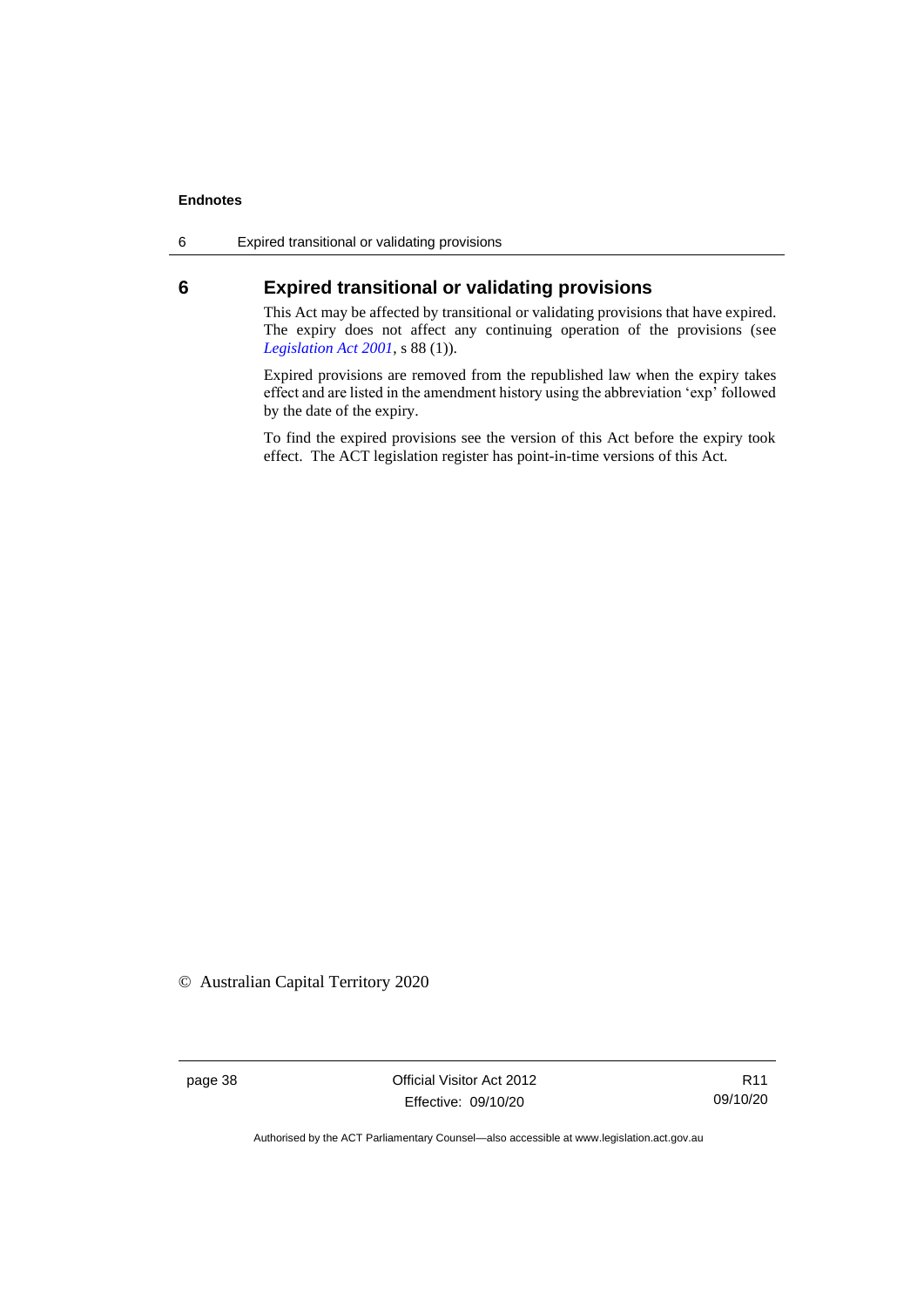## 6 Expired transitional or validating provisions

This Act may be affected by transitional or validating provisions that have expired. The expiry does not affect any continuing operation of the provisions (see *Legislation Act 2001*, s 88 (1)).

Expired provisions are removed from the republished law when the expiry takes effect and are listed in the amendment history using the abbreviation 'exp' followed by the date of the expiry.

To find the expired provisions see the version of this Act before the expiry took effect. The ACT legislation register has point-in-time versions of this Act.

© Australian Capital Territory 2020